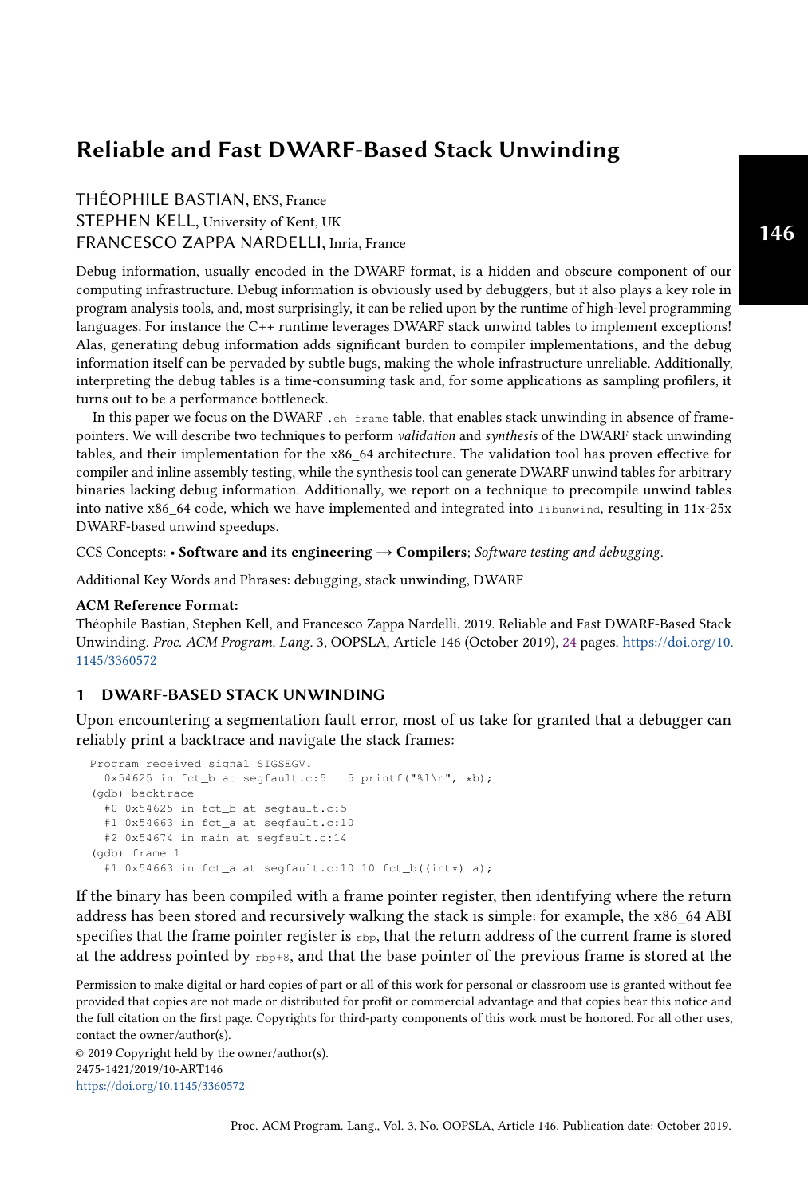# Reliable and Fast DWARF-Based Stack Unwinding

THÉOPHILE BASTIAN, ENS, France
STEPHEN KELL, University of Kent, UK
FRANCESCO ZAPPA NARDELLI, Inria, France

Debug information, usually encoded in the DWARF format, is a hidden and obscure component of our computing infrastructure. Debug information is obviously used by debuggers, but it also plays a key role in program analysis tools, and, most surprisingly, it can be relied upon by the runtime of high-level programming languages. For instance the C++ runtime leverages DWARF stack unwind tables to implement exceptions! Alas, generating debug information adds significant burden to compiler implementations, and the debug information itself can be pervaded by subtle bugs, making the whole infrastructure unreliable. Additionally, interpreting the debug tables is a time-consuming task and, for some applications as sampling profilers, it turns out to be a performance bottleneck.

In this paper we focus on the DWARF `.eh_frame` table, that enables stack unwinding in absence of frame-pointers. We will describe two techniques to perform *validation* and *synthesis* of the DWARF stack unwinding tables, and their implementation for the x86_64 architecture. The validation tool has proven effective for compiler and inline assembly testing, while the synthesis tool can generate DWARF unwind tables for arbitrary binaries lacking debug information. Additionally, we report on a technique to precompile unwind tables into native x86_64 code, which we have implemented and integrated into `libunwind`, resulting in 11x-25x DWARF-based unwind speedups.

CCS Concepts: • **Software and its engineering** → **Compilers**; *Software testing and debugging*.

Additional Key Words and Phrases: debugging, stack unwinding, DWARF

**ACM Reference Format:**
Théophile Bastian, Stephen Kell, and Francesco Zappa Nardelli. 2019. Reliable and Fast DWARF-Based Stack Unwinding. *Proc. ACM Program. Lang.* 3, OOPSLA, Article 146 (October 2019), 24 pages. https://doi.org/10.1145/3360572

## 1 DWARF-BASED STACK UNWINDING

Upon encountering a segmentation fault error, most of us take for granted that a debugger can reliably print a backtrace and navigate the stack frames:

```
Program received signal SIGSEGV.
  0x54625 in fct_b at segfault.c:5   5 printf("%l\n", *b);
(gdb) backtrace
  #0 0x54625 in fct_b at segfault.c:5
  #1 0x54663 in fct_a at segfault.c:10
  #2 0x54674 in main at segfault.c:14
(gdb) frame 1
  #1 0x54663 in fct_a at segfault.c:10 10 fct_b((int*) a);
```

If the binary has been compiled with a frame pointer register, then identifying where the return address has been stored and recursively walking the stack is simple: for example, the x86_64 ABI specifies that the frame pointer register is `rbp`, that the return address of the current frame is stored at the address pointed by `rbp+8`, and that the base pointer of the previous frame is stored at the

Permission to make digital or hard copies of part or all of this work for personal or classroom use is granted without fee provided that copies are not made or distributed for profit or commercial advantage and that copies bear this notice and the full citation on the first page. Copyrights for third-party components of this work must be honored. For all other uses, contact the owner/author(s).

© 2019 Copyright held by the owner/author(s).
2475-1421/2019/10-ART146
https://doi.org/10.1145/3360572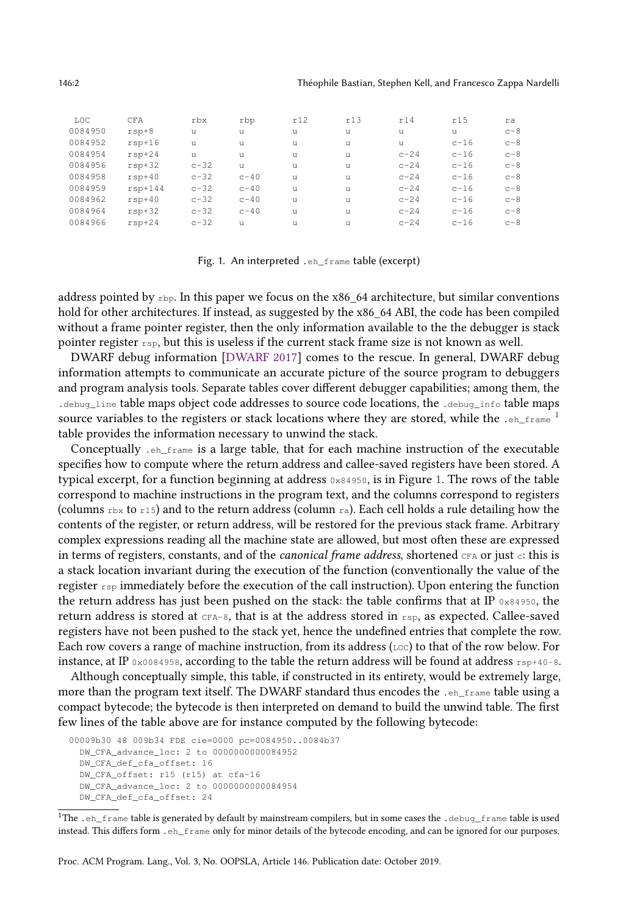| LOC | CFA | rbx | rbp | r12 | r13 | r14 | r15 | ra |
|---|---|---|---|---|---|---|---|---|
| 0084950 | rsp+8 | u | u | u | u | u | u | c-8 |
| 0084952 | rsp+16 | u | u | u | u | u | c-16 | c-8 |
| 0084954 | rsp+24 | u | u | u | u | c-24 | c-16 | c-8 |
| 0084956 | rsp+32 | c-32 | u | u | u | c-24 | c-16 | c-8 |
| 0084958 | rsp+40 | c-32 | c-40 | u | u | c-24 | c-16 | c-8 |
| 0084959 | rsp+144 | c-32 | c-40 | u | u | c-24 | c-16 | c-8 |
| 0084962 | rsp+40 | c-32 | c-40 | u | u | c-24 | c-16 | c-8 |
| 0084964 | rsp+32 | c-32 | c-40 | u | u | c-24 | c-16 | c-8 |
| 0084966 | rsp+24 | c-32 | u | u | u | c-24 | c-16 | c-8 |

Fig. 1. An interpreted `.eh_frame` table (excerpt)

address pointed by `rbp`. In this paper we focus on the x86_64 architecture, but similar conventions hold for other architectures. If instead, as suggested by the x86_64 ABI, the code has been compiled without a frame pointer register, then the only information available to the the debugger is stack pointer register `rsp`, but this is useless if the current stack frame size is not known as well.

DWARF debug information [DWARF 2017] comes to the rescue. In general, DWARF debug information attempts to communicate an accurate picture of the source program to debuggers and program analysis tools. Separate tables cover different debugger capabilities; among them, the `.debug_line` table maps object code addresses to source code locations, the `.debug_info` table maps source variables to the registers or stack locations where they are stored, while the `.eh_frame` [1] table provides the information necessary to unwind the stack.

Conceptually `.eh_frame` is a large table, that for each machine instruction of the executable specifies how to compute where the return address and callee-saved registers have been stored. A typical excerpt, for a function beginning at address `0x84950`, is in Figure 1. The rows of the table correspond to machine instructions in the program text, and the columns correspond to registers (columns `rbx` to `r15`) and to the return address (column `ra`). Each cell holds a rule detailing how the contents of the register, or return address, will be restored for the previous stack frame. Arbitrary complex expressions reading all the machine state are allowed, but most often these are expressed in terms of registers, constants, and of the *canonical frame address*, shortened `CFA` or just `c`: this is a stack location invariant during the execution of the function (conventionally the value of the register `rsp` immediately before the execution of the call instruction). Upon entering the function the return address has just been pushed on the stack: the table confirms that at IP `0x84950`, the return address is stored at `CFA-8`, that is at the address stored in `rsp`, as expected. Callee-saved registers have not been pushed to the stack yet, hence the undefined entries that complete the row. Each row covers a range of machine instruction, from its address (`LOC`) to that of the row below. For instance, at IP `0x0084958`, according to the table the return address will be found at address `rsp+40-8`.

Although conceptually simple, this table, if constructed in its entirety, would be extremely large, more than the program text itself. The DWARF standard thus encodes the `.eh_frame` table using a compact bytecode; the bytecode is then interpreted on demand to build the unwind table. The first few lines of the table above are for instance computed by the following bytecode:

```
00009b30 48 009b34 FDE cie=0000 pc=0084950..0084b37
  DW_CFA_advance_loc: 2 to 0000000000084952
  DW_CFA_def_cfa_offset: 16
  DW_CFA_offset: r15 (r15) at cfa-16
  DW_CFA_advance_loc: 2 to 0000000000084954
  DW_CFA_def_cfa_offset: 24
```

[1] The `.eh_frame` table is generated by default by mainstream compilers, but in some cases the `.debug_frame` table is used instead. This differs form `.eh_frame` only for minor details of the bytecode encoding, and can be ignored for our purposes.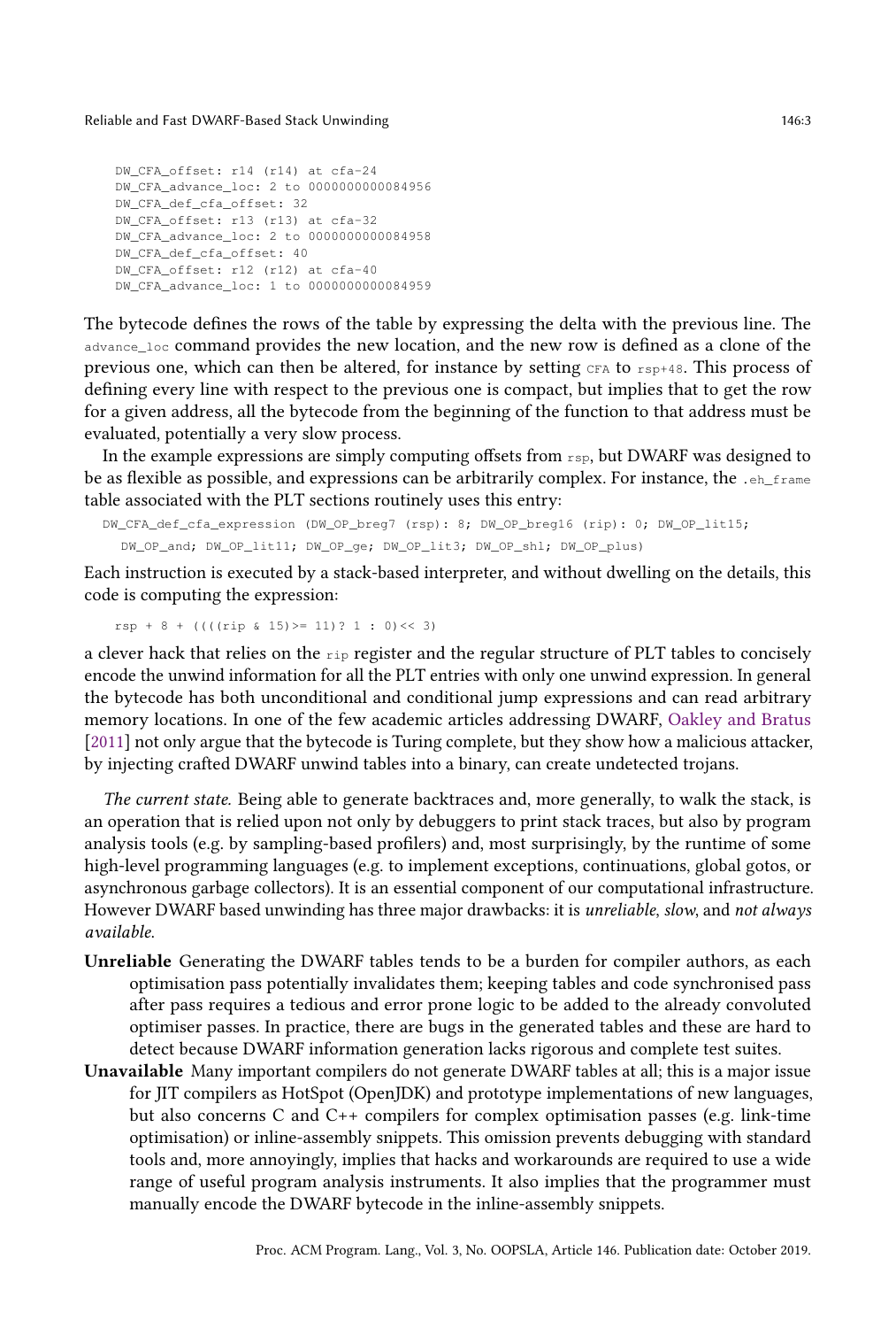```
DW_CFA_offset: r14 (r14) at cfa-24
DW_CFA_advance_loc: 2 to 0000000000084956
DW_CFA_def_cfa_offset: 32
DW_CFA_offset: r13 (r13) at cfa-32
DW_CFA_advance_loc: 2 to 0000000000084958
DW_CFA_def_cfa_offset: 40
DW_CFA_offset: r12 (r12) at cfa-40
DW_CFA_advance_loc: 1 to 0000000000084959
```

The bytecode defines the rows of the table by expressing the delta with the previous line. The `advance_loc` command provides the new location, and the new row is defined as a clone of the previous one, which can then be altered, for instance by setting `CFA` to `rsp+48`. This process of defining every line with respect to the previous one is compact, but implies that to get the row for a given address, all the bytecode from the beginning of the function to that address must be evaluated, potentially a very slow process.

In the example expressions are simply computing offsets from `rsp`, but DWARF was designed to be as flexible as possible, and expressions can be arbitrarily complex. For instance, the `.eh_frame` table associated with the PLT sections routinely uses this entry:

```
DW_CFA_def_cfa_expression (DW_OP_breg7 (rsp): 8; DW_OP_breg16 (rip): 0; DW_OP_lit15;
  DW_OP_and; DW_OP_lit11; DW_OP_ge; DW_OP_lit3; DW_OP_shl; DW_OP_plus)
```

Each instruction is executed by a stack-based interpreter, and without dwelling on the details, this code is computing the expression:

```
rsp + 8 + ((((rip & 15)>= 11)? 1 : 0)<< 3)
```

a clever hack that relies on the `rip` register and the regular structure of PLT tables to concisely encode the unwind information for all the PLT entries with only one unwind expression. In general the bytecode has both unconditional and conditional jump expressions and can read arbitrary memory locations. In one of the few academic articles addressing DWARF, Oakley and Bratus [2011] not only argue that the bytecode is Turing complete, but they show how a malicious attacker, by injecting crafted DWARF unwind tables into a binary, can create undetected trojans.

*The current state.* Being able to generate backtraces and, more generally, to walk the stack, is an operation that is relied upon not only by debuggers to print stack traces, but also by program analysis tools (e.g. by sampling-based profilers) and, most surprisingly, by the runtime of some high-level programming languages (e.g. to implement exceptions, continuations, global gotos, or asynchronous garbage collectors). It is an essential component of our computational infrastructure. However DWARF based unwinding has three major drawbacks: it is *unreliable*, *slow*, and *not always available*.

**Unreliable** Generating the DWARF tables tends to be a burden for compiler authors, as each optimisation pass potentially invalidates them; keeping tables and code synchronised pass after pass requires a tedious and error prone logic to be added to the already convoluted optimiser passes. In practice, there are bugs in the generated tables and these are hard to detect because DWARF information generation lacks rigorous and complete test suites.

**Unavailable** Many important compilers do not generate DWARF tables at all; this is a major issue for JIT compilers as HotSpot (OpenJDK) and prototype implementations of new languages, but also concerns C and C++ compilers for complex optimisation passes (e.g. link-time optimisation) or inline-assembly snippets. This omission prevents debugging with standard tools and, more annoyingly, implies that hacks and workarounds are required to use a wide range of useful program analysis instruments. It also implies that the programmer must manually encode the DWARF bytecode in the inline-assembly snippets.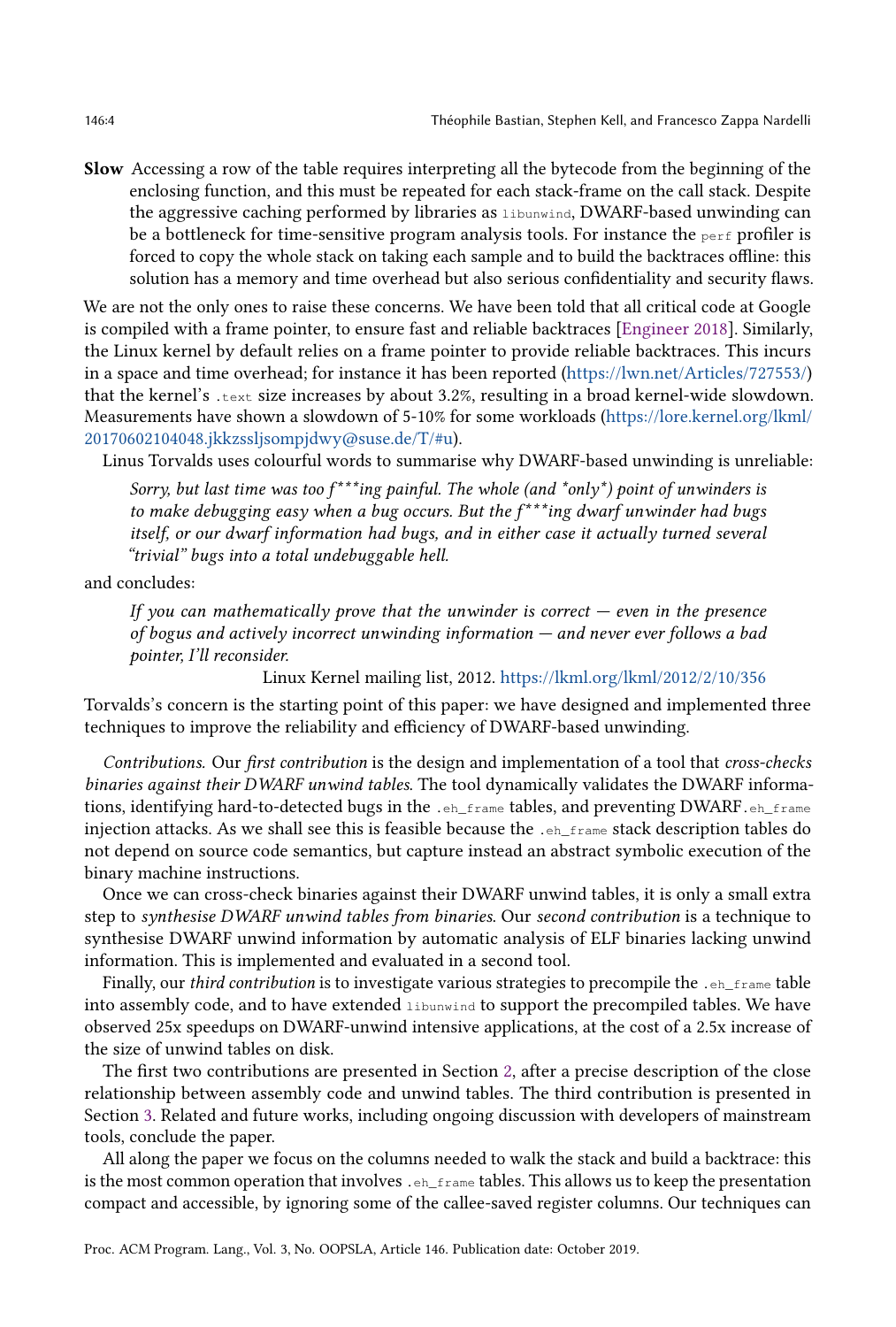**Slow** Accessing a row of the table requires interpreting all the bytecode from the beginning of the enclosing function, and this must be repeated for each stack-frame on the call stack. Despite the aggressive caching performed by libraries as `libunwind`, DWARF-based unwinding can be a bottleneck for time-sensitive program analysis tools. For instance the `perf` profiler is forced to copy the whole stack on taking each sample and to build the backtraces offline: this solution has a memory and time overhead but also serious confidentiality and security flaws.

We are not the only ones to raise these concerns. We have been told that all critical code at Google is compiled with a frame pointer, to ensure fast and reliable backtraces [Engineer 2018]. Similarly, the Linux kernel by default relies on a frame pointer to provide reliable backtraces. This incurs in a space and time overhead; for instance it has been reported (https://lwn.net/Articles/727553/) that the kernel's `.text` size increases by about 3.2%, resulting in a broad kernel-wide slowdown. Measurements have shown a slowdown of 5-10% for some workloads (https://lore.kernel.org/lkml/20170602104048.jkkzssljsompjdwy@suse.de/T/#u).

Linus Torvalds uses colourful words to summarise why DWARF-based unwinding is unreliable:

> *Sorry, but last time was too f***ing painful. The whole (and *only*) point of unwinders is to make debugging easy when a bug occurs. But the f***ing dwarf unwinder had bugs itself, or our dwarf information had bugs, and in either case it actually turned several "trivial" bugs into a total undebuggable hell.*

and concludes:

> *If you can mathematically prove that the unwinder is correct — even in the presence of bogus and actively incorrect unwinding information — and never ever follows a bad pointer, I'll reconsider.*
>
> Linux Kernel mailing list, 2012. https://lkml.org/lkml/2012/2/10/356

Torvalds's concern is the starting point of this paper: we have designed and implemented three techniques to improve the reliability and efficiency of DWARF-based unwinding.

*Contributions.* Our *first contribution* is the design and implementation of a tool that *cross-checks binaries against their DWARF unwind tables*. The tool dynamically validates the DWARF informations, identifying hard-to-detected bugs in the `.eh_frame` tables, and preventing DWARF `.eh_frame` injection attacks. As we shall see this is feasible because the `.eh_frame` stack description tables do not depend on source code semantics, but capture instead an abstract symbolic execution of the binary machine instructions.

Once we can cross-check binaries against their DWARF unwind tables, it is only a small extra step to *synthesise DWARF unwind tables from binaries*. Our *second contribution* is a technique to synthesise DWARF unwind information by automatic analysis of ELF binaries lacking unwind information. This is implemented and evaluated in a second tool.

Finally, our *third contribution* is to investigate various strategies to precompile the `.eh_frame` table into assembly code, and to have extended `libunwind` to support the precompiled tables. We have observed 25x speedups on DWARF-unwind intensive applications, at the cost of a 2.5x increase of the size of unwind tables on disk.

The first two contributions are presented in Section 2, after a precise description of the close relationship between assembly code and unwind tables. The third contribution is presented in Section 3. Related and future works, including ongoing discussion with developers of mainstream tools, conclude the paper.

All along the paper we focus on the columns needed to walk the stack and build a backtrace: this is the most common operation that involves `.eh_frame` tables. This allows us to keep the presentation compact and accessible, by ignoring some of the callee-saved register columns. Our techniques can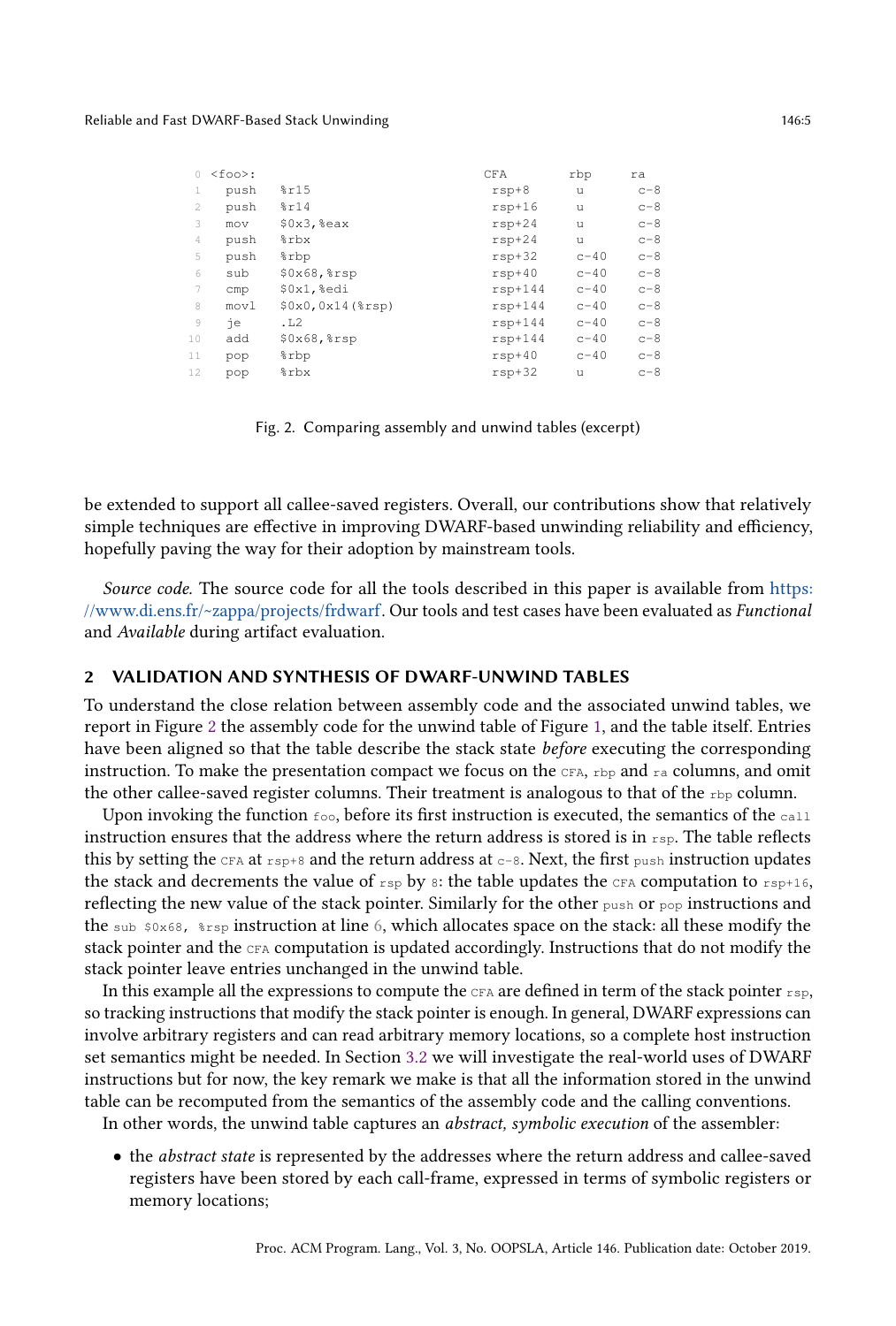```
 0  <foo>:                         CFA       rbp     ra
 1    push   %r15                  rsp+8     u       c-8
 2    push   %r14                  rsp+16    u       c-8
 3    mov    $0x3,%eax             rsp+24    u       c-8
 4    push   %rbx                  rsp+24    u       c-8
 5    push   %rbp                  rsp+32    c-40    c-8
 6    sub    $0x68,%rsp            rsp+40    c-40    c-8
 7    cmp    $0x1,%edi             rsp+144   c-40    c-8
 8    movl   $0x0,0x14(%rsp)       rsp+144   c-40    c-8
 9    je     .L2                   rsp+144   c-40    c-8
10    add    $0x68,%rsp            rsp+144   c-40    c-8
11    pop    %rbp                  rsp+40    c-40    c-8
12    pop    %rbx                  rsp+32    u       c-8
```

Fig. 2. Comparing assembly and unwind tables (excerpt)

be extended to support all callee-saved registers. Overall, our contributions show that relatively simple techniques are effective in improving DWARF-based unwinding reliability and efficiency, hopefully paving the way for their adoption by mainstream tools.

*Source code.* The source code for all the tools described in this paper is available from https://www.di.ens.fr/~zappa/projects/frdwarf. Our tools and test cases have been evaluated as *Functional* and *Available* during artifact evaluation.

## 2 VALIDATION AND SYNTHESIS OF DWARF-UNWIND TABLES

To understand the close relation between assembly code and the associated unwind tables, we report in Figure 2 the assembly code for the unwind table of Figure 1, and the table itself. Entries have been aligned so that the table describe the stack state *before* executing the corresponding instruction. To make the presentation compact we focus on the `CFA`, `rbp` and `ra` columns, and omit the other callee-saved register columns. Their treatment is analogous to that of the `rbp` column.

Upon invoking the function `foo`, before its first instruction is executed, the semantics of the `call` instruction ensures that the address where the return address is stored is in `rsp`. The table reflects this by setting the `CFA` at `rsp+8` and the return address at `c-8`. Next, the first `push` instruction updates the stack and decrements the value of `rsp` by `8`: the table updates the `CFA` computation to `rsp+16`, reflecting the new value of the stack pointer. Similarly for the other `push` or `pop` instructions and the `sub $0x68, %rsp` instruction at line 6, which allocates space on the stack: all these modify the stack pointer and the `CFA` computation is updated accordingly. Instructions that do not modify the stack pointer leave entries unchanged in the unwind table.

In this example all the expressions to compute the `CFA` are defined in term of the stack pointer `rsp`, so tracking instructions that modify the stack pointer is enough. In general, DWARF expressions can involve arbitrary registers and can read arbitrary memory locations, so a complete host instruction set semantics might be needed. In Section 3.2 we will investigate the real-world uses of DWARF instructions but for now, the key remark we make is that all the information stored in the unwind table can be recomputed from the semantics of the assembly code and the calling conventions.

In other words, the unwind table captures an *abstract, symbolic execution* of the assembler:

- the *abstract state* is represented by the addresses where the return address and callee-saved registers have been stored by each call-frame, expressed in terms of symbolic registers or memory locations;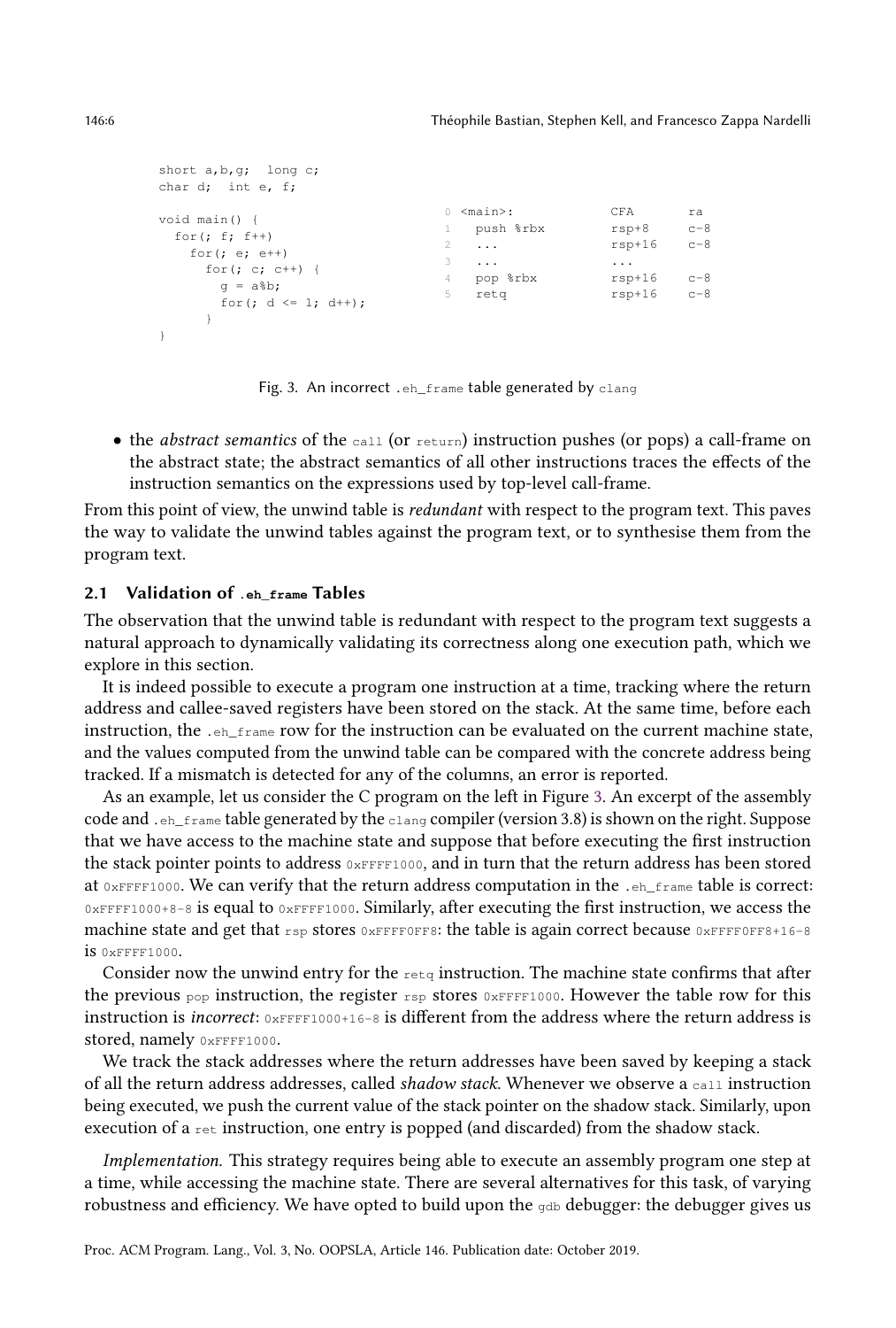```
short a,b,g;  long c;
char d;  int e, f;

void main() {
  for(; f; f++)
    for(; e; e++)
      for(; c; c++) {
        g = a%b;
        for(; d <= 1; d++);
      }
}
```

```
0  <main>:              CFA       ra
1    push %rbx          rsp+8     c-8
2    ...                rsp+16    c-8
3    ...                ...
4    pop %rbx           rsp+16    c-8
5    retq               rsp+16    c-8
```

Fig. 3. An incorrect `.eh_frame` table generated by `clang`

- the *abstract semantics* of the `call` (or `return`) instruction pushes (or pops) a call-frame on the abstract state; the abstract semantics of all other instructions traces the effects of the instruction semantics on the expressions used by top-level call-frame.

From this point of view, the unwind table is *redundant* with respect to the program text. This paves the way to validate the unwind tables against the program text, or to synthesise them from the program text.

### 2.1 Validation of `.eh_frame` Tables

The observation that the unwind table is redundant with respect to the program text suggests a natural approach to dynamically validating its correctness along one execution path, which we explore in this section.

It is indeed possible to execute a program one instruction at a time, tracking where the return address and callee-saved registers have been stored on the stack. At the same time, before each instruction, the `.eh_frame` row for the instruction can be evaluated on the current machine state, and the values computed from the unwind table can be compared with the concrete address being tracked. If a mismatch is detected for any of the columns, an error is reported.

As an example, let us consider the C program on the left in Figure 3. An excerpt of the assembly code and `.eh_frame` table generated by the `clang` compiler (version 3.8) is shown on the right. Suppose that we have access to the machine state and suppose that before executing the first instruction the stack pointer points to address `0xFFFF1000`, and in turn that the return address has been stored at `0xFFFF1000`. We can verify that the return address computation in the `.eh_frame` table is correct: `0xFFFF1000+8-8` is equal to `0xFFFF1000`. Similarly, after executing the first instruction, we access the machine state and get that `rsp` stores `0xFFFF0FF8`: the table is again correct because `0xFFFF0FF8+16-8` is `0xFFFF1000`.

Consider now the unwind entry for the `retq` instruction. The machine state confirms that after the previous `pop` instruction, the register `rsp` stores `0xFFFF1000`. However the table row for this instruction is *incorrect*: `0xFFFF1000+16-8` is different from the address where the return address is stored, namely `0xFFFF1000`.

We track the stack addresses where the return addresses have been saved by keeping a stack of all the return address addresses, called *shadow stack*. Whenever we observe a `call` instruction being executed, we push the current value of the stack pointer on the shadow stack. Similarly, upon execution of a `ret` instruction, one entry is popped (and discarded) from the shadow stack.

*Implementation.* This strategy requires being able to execute an assembly program one step at a time, while accessing the machine state. There are several alternatives for this task, of varying robustness and efficiency. We have opted to build upon the `gdb` debugger: the debugger gives us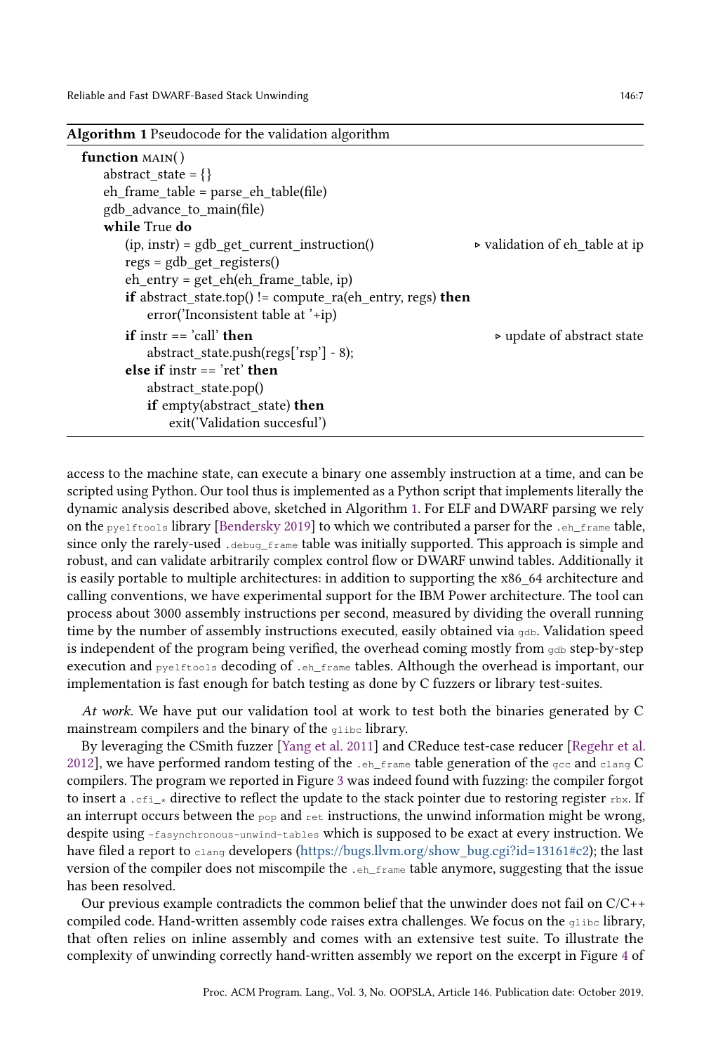**Algorithm 1** Pseudocode for the validation algorithm

```
function MAIN()
    abstract_state = {}
    eh_frame_table = parse_eh_table(file)
    gdb_advance_to_main(file)
    while True do
        (ip, instr) = gdb_get_current_instruction()          ▷ validation of eh_table at ip
        regs = gdb_get_registers()
        eh_entry = get_eh(eh_frame_table, ip)
        if abstract_state.top() != compute_ra(eh_entry, regs) then
            error('Inconsistent table at '+ip)
        if instr == 'call' then                              ▷ update of abstract state
            abstract_state.push(regs['rsp'] - 8);
        else if instr == 'ret' then
            abstract_state.pop()
            if empty(abstract_state) then
                exit('Validation succesful')
```

access to the machine state, can execute a binary one assembly instruction at a time, and can be scripted using Python. Our tool thus is implemented as a Python script that implements literally the dynamic analysis described above, sketched in Algorithm 1. For ELF and DWARF parsing we rely on the `pyelftools` library [Bendersky 2019] to which we contributed a parser for the `.eh_frame` table, since only the rarely-used `.debug_frame` table was initially supported. This approach is simple and robust, and can validate arbitrarily complex control flow or DWARF unwind tables. Additionally it is easily portable to multiple architectures: in addition to supporting the x86_64 architecture and calling conventions, we have experimental support for the IBM Power architecture. The tool can process about 3000 assembly instructions per second, measured by dividing the overall running time by the number of assembly instructions executed, easily obtained via `gdb`. Validation speed is independent of the program being verified, the overhead coming mostly from `gdb` step-by-step execution and `pyelftools` decoding of `.eh_frame` tables. Although the overhead is important, our implementation is fast enough for batch testing as done by C fuzzers or library test-suites.

*At work.* We have put our validation tool at work to test both the binaries generated by C mainstream compilers and the binary of the `glibc` library.

By leveraging the CSmith fuzzer [Yang et al. 2011] and CReduce test-case reducer [Regehr et al. 2012], we have performed random testing of the `.eh_frame` table generation of the `gcc` and `clang` C compilers. The program we reported in Figure 3 was indeed found with fuzzing: the compiler forgot to insert a `.cfi_*` directive to reflect the update to the stack pointer due to restoring register `rbx`. If an interrupt occurs between the `pop` and `ret` instructions, the unwind information might be wrong, despite using `-fasynchronous-unwind-tables` which is supposed to be exact at every instruction. We have filed a report to `clang` developers (https://bugs.llvm.org/show_bug.cgi?id=13161#c2); the last version of the compiler does not miscompile the `.eh_frame` table anymore, suggesting that the issue has been resolved.

Our previous example contradicts the common belief that the unwinder does not fail on C/C++ compiled code. Hand-written assembly code raises extra challenges. We focus on the `glibc` library, that often relies on inline assembly and comes with an extensive test suite. To illustrate the complexity of unwinding correctly hand-written assembly we report on the excerpt in Figure 4 of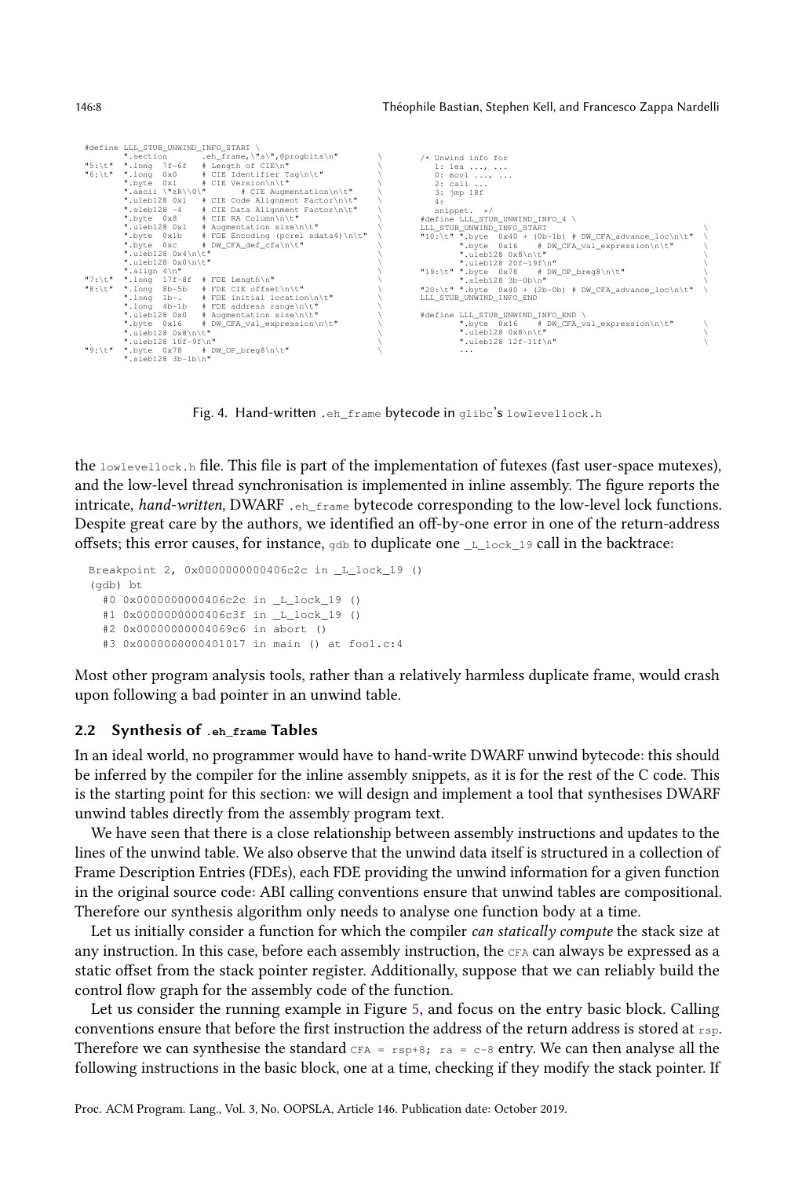```
#define LLL_STUB_UNWIND_INFO_START \
        ".section       .eh_frame,\"a\",@progbits\n"        \
"5:\t"  ".long  7f-6f   # Length of CIE\n"                  \
"6:\t"  ".long  0x0     # CIE Identifier Tag\n\t"           \
        ".byte  0x1     # CIE Version\n\t"                  \
        ".ascii \"zR\\0\"       # CIE Augmentation\n\t"     \
        ".uleb128 0x1   # CIE Code Alignment Factor\n\t"    \
        ".sleb128 -4    # CIE Data Alignment Factor\n\t"    \
        ".byte  0x8     # CIE RA Column\n\t"                \
        ".uleb128 0x1   # Augmentation size\n\t"            \
        ".byte  0x1b    # FDE Encoding (pcrel sdata4)\n\t"  \
        ".byte  0xc     # DW_CFA_def_cfa\n\t"               \
        ".uleb128 0x4\n\t"                                  \
        ".uleb128 0x0\n\t"                                  \
        ".align 4\n"                                        \
"7:\t"  ".long  17f-8f  # FDE Length\n"                     \
"8:\t"  ".long  8b-5b   # FDE CIE offset\n\t"               \
        ".long  1b-.    # FDE initial location\n\t"         \
        ".long  4b-1b   # FDE address range\n\t"            \
        ".uleb128 0x0   # Augmentation size\n\t"            \
        ".byte  0x16    # DW_CFA_val_expression\n\t"        \
        ".uleb128 0x8\n\t"                                  \
        ".uleb128 10f-9f\n"                                 \
"9:\t"  ".byte  0x78    # DW_OP_breg8\n\t"                  \
        ".sleb128 3b-1b\n"
```

```
/* Unwind info for
   1: lea ..., ...
   0: movl ..., ...
   2: call ...
   3: jmp 18f
   4:
   snippet.  */
#define LLL_STUB_UNWIND_INFO_4 \
LLL_STUB_UNWIND_INFO_START                                          \
"10:\t" ".byte  0x40 + (0b-1b) # DW_CFA_advance_loc\n\t"            \
        ".byte  0x16    # DW_CFA_val_expression\n\t"                \
        ".uleb128 0x8\n\t"                                          \
        ".uleb128 20f-19f\n"                                        \
"19:\t" ".byte  0x78    # DW_OP_breg8\n\t"                          \
        ".sleb128 3b-0b\n"                                          \
"20:\t" ".byte  0x40 + (2b-0b) # DW_CFA_advance_loc\n\t"            \
LLL_STUB_UNWIND_INFO_END

#define LLL_STUB_UNWIND_INFO_END \
        ".byte  0x16    # DW_CFA_val_expression\n\t"                \
        ".uleb128 0x8\n\t"                                          \
        ".uleb128 12f-11f\n"                                        \
        ...
```

Fig. 4. Hand-written `.eh_frame` bytecode in `glibc`'s `lowlevellock.h`

the `lowlevellock.h` file. This file is part of the implementation of futexes (fast user-space mutexes), and the low-level thread synchronisation is implemented in inline assembly. The figure reports the intricate, *hand-written*, DWARF `.eh_frame` bytecode corresponding to the low-level lock functions. Despite great care by the authors, we identified an off-by-one error in one of the return-address offsets; this error causes, for instance, `gdb` to duplicate one `_L_lock_19` call in the backtrace:

```
Breakpoint 2, 0x0000000000406c2c in _L_lock_19 ()
(gdb) bt
  #0 0x0000000000406c2c in _L_lock_19 ()
  #1 0x0000000000406c3f in _L_lock_19 ()
  #2 0x00000000004069c6 in abort ()
  #3 0x0000000000401017 in main () at foo1.c:4
```

Most other program analysis tools, rather than a relatively harmless duplicate frame, would crash upon following a bad pointer in an unwind table.

## 2.2 Synthesis of `.eh_frame` Tables

In an ideal world, no programmer would have to hand-write DWARF unwind bytecode: this should be inferred by the compiler for the inline assembly snippets, as it is for the rest of the C code. This is the starting point for this section: we will design and implement a tool that synthesises DWARF unwind tables directly from the assembly program text.

We have seen that there is a close relationship between assembly instructions and updates to the lines of the unwind table. We also observe that the unwind data itself is structured in a collection of Frame Description Entries (FDEs), each FDE providing the unwind information for a given function in the original source code: ABI calling conventions ensure that unwind tables are compositional. Therefore our synthesis algorithm only needs to analyse one function body at a time.

Let us initially consider a function for which the compiler *can statically compute* the stack size at any instruction. In this case, before each assembly instruction, the `CFA` can always be expressed as a static offset from the stack pointer register. Additionally, suppose that we can reliably build the control flow graph for the assembly code of the function.

Let us consider the running example in Figure 5, and focus on the entry basic block. Calling conventions ensure that before the first instruction the address of the return address is stored at `rsp`. Therefore we can synthesise the standard `CFA = rsp+8; ra = c-8` entry. We can then analyse all the following instructions in the basic block, one at a time, checking if they modify the stack pointer. If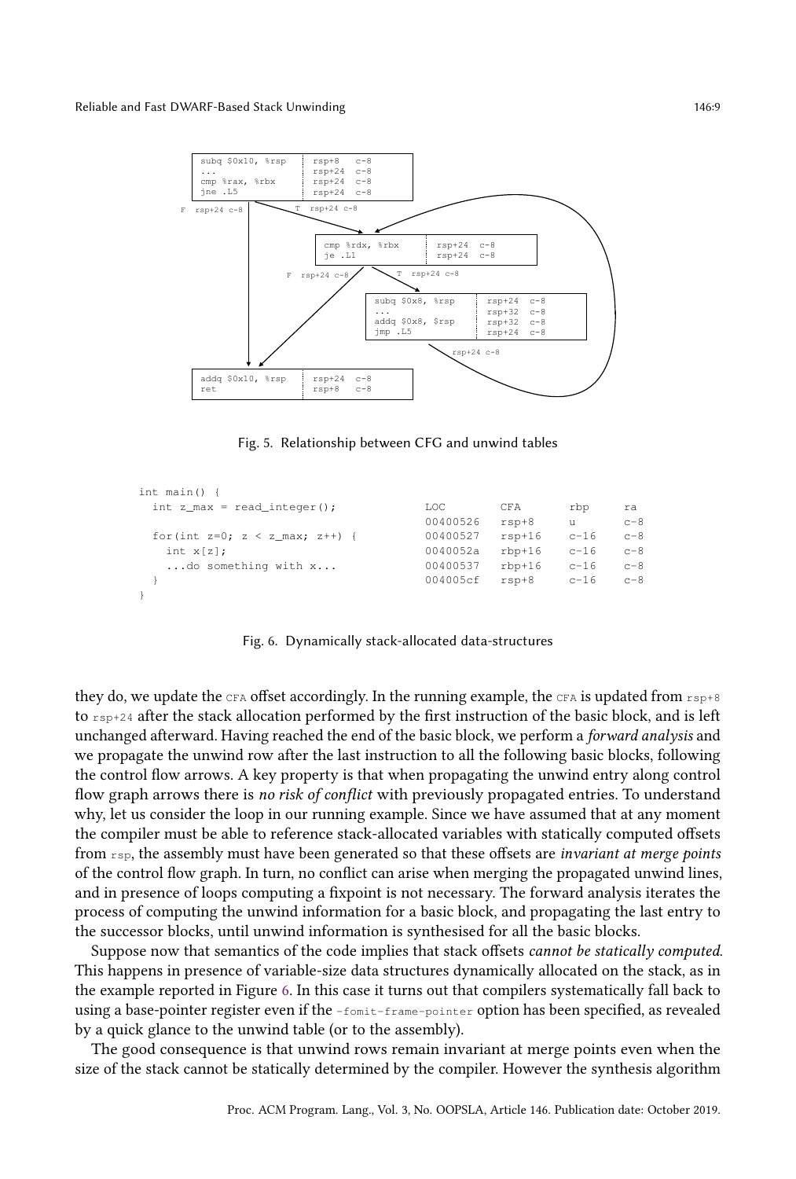```
subq $0x10, %rsp     rsp+8   c-8
...                  rsp+24  c-8
cmp %rax, %rbx       rsp+24  c-8
jne .L5              rsp+24  c-8

  F rsp+24 c-8          T rsp+24 c-8

        cmp %rdx, %rbx       rsp+24  c-8
        je .L1               rsp+24  c-8

     F rsp+24 c-8          T rsp+24 c-8

              subq $0x8, %rsp      rsp+24  c-8
              ...                  rsp+32  c-8
              addq $0x8, $rsp      rsp+32  c-8
              jmp .L5              rsp+24  c-8

                    rsp+24 c-8

addq $0x10, %rsp     rsp+24  c-8
ret                  rsp+8   c-8
```

Fig. 5. Relationship between CFG and unwind tables

```
int main() {
  int z_max = read_integer();

  for(int z=0; z < z_max; z++) {
    int x[z];
    ...do something with x...
  }
}
```

| LOC | CFA | rbp | ra |
|---|---|---|---|
| 00400526 | rsp+8 | u | c-8 |
| 00400527 | rsp+16 | c-16 | c-8 |
| 0040052a | rbp+16 | c-16 | c-8 |
| 00400537 | rbp+16 | c-16 | c-8 |
| 004005cf | rsp+8 | c-16 | c-8 |

Fig. 6. Dynamically stack-allocated data-structures

they do, we update the CFA offset accordingly. In the running example, the CFA is updated from rsp+8 to rsp+24 after the stack allocation performed by the first instruction of the basic block, and is left unchanged afterward. Having reached the end of the basic block, we perform a *forward analysis* and we propagate the unwind row after the last instruction to all the following basic blocks, following the control flow arrows. A key property is that when propagating the unwind entry along control flow graph arrows there is *no risk of conflict* with previously propagated entries. To understand why, let us consider the loop in our running example. Since we have assumed that at any moment the compiler must be able to reference stack-allocated variables with statically computed offsets from rsp, the assembly must have been generated so that these offsets are *invariant at merge points* of the control flow graph. In turn, no conflict can arise when merging the propagated unwind lines, and in presence of loops computing a fixpoint is not necessary. The forward analysis iterates the process of computing the unwind information for a basic block, and propagating the last entry to the successor blocks, until unwind information is synthesised for all the basic blocks.

Suppose now that semantics of the code implies that stack offsets *cannot be statically computed*. This happens in presence of variable-size data structures dynamically allocated on the stack, as in the example reported in Figure 6. In this case it turns out that compilers systematically fall back to using a base-pointer register even if the -fomit-frame-pointer option has been specified, as revealed by a quick glance to the unwind table (or to the assembly).

The good consequence is that unwind rows remain invariant at merge points even when the size of the stack cannot be statically determined by the compiler. However the synthesis algorithm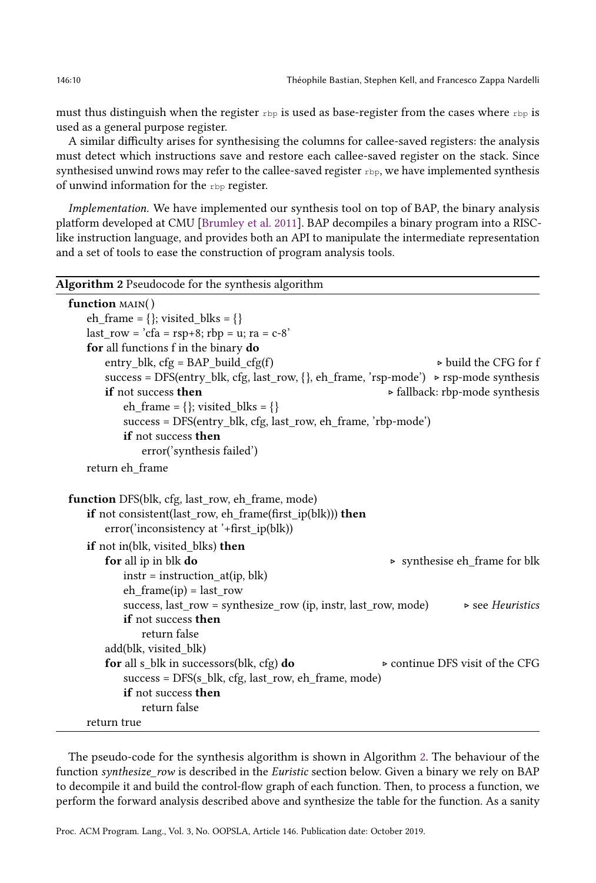must thus distinguish when the register `rbp` is used as base-register from the cases where `rbp` is used as a general purpose register.

A similar difficulty arises for synthesising the columns for callee-saved registers: the analysis must detect which instructions save and restore each callee-saved register on the stack. Since synthesised unwind rows may refer to the callee-saved register `rbp`, we have implemented synthesis of unwind information for the `rbp` register.

*Implementation.* We have implemented our synthesis tool on top of BAP, the binary analysis platform developed at CMU [Brumley et al. 2011]. BAP decompiles a binary program into a RISC-like instruction language, and provides both an API to manipulate the intermediate representation and a set of tools to ease the construction of program analysis tools.

**Algorithm 2** Pseudocode for the synthesis algorithm

```
function MAIN( )
    eh_frame = {}; visited_blks = {}
    last_row = 'cfa = rsp+8; rbp = u; ra = c-8'
    for all functions f in the binary do
        entry_blk, cfg = BAP_build_cfg(f)                              ▹ build the CFG for f
        success = DFS(entry_blk, cfg, last_row, {}, eh_frame, 'rsp-mode')  ▹ rsp-mode synthesis
        if not success then                                             ▹ fallback: rbp-mode synthesis
            eh_frame = {}; visited_blks = {}
            success = DFS(entry_blk, cfg, last_row, eh_frame, 'rbp-mode')
            if not success then
                error('synthesis failed')
    return eh_frame

function DFS(blk, cfg, last_row, eh_frame, mode)
    if not consistent(last_row, eh_frame(first_ip(blk))) then
        error('inconsistency at '+first_ip(blk))
    if not in(blk, visited_blks) then
        for all ip in blk do                                            ▹ synthesise eh_frame for blk
            instr = instruction_at(ip, blk)
            eh_frame(ip) = last_row
            success, last_row = synthesize_row (ip, instr, last_row, mode)   ▹ see Heuristics
            if not success then
                return false
        add(blk, visited_blk)
        for all s_blk in successors(blk, cfg) do                        ▹ continue DFS visit of the CFG
            success = DFS(s_blk, cfg, last_row, eh_frame, mode)
            if not success then
                return false
    return true
```

The pseudo-code for the synthesis algorithm is shown in Algorithm 2. The behaviour of the function *synthesize_row* is described in the *Euristic* section below. Given a binary we rely on BAP to decompile it and build the control-flow graph of each function. Then, to process a function, we perform the forward analysis described above and synthesize the table for the function. As a sanity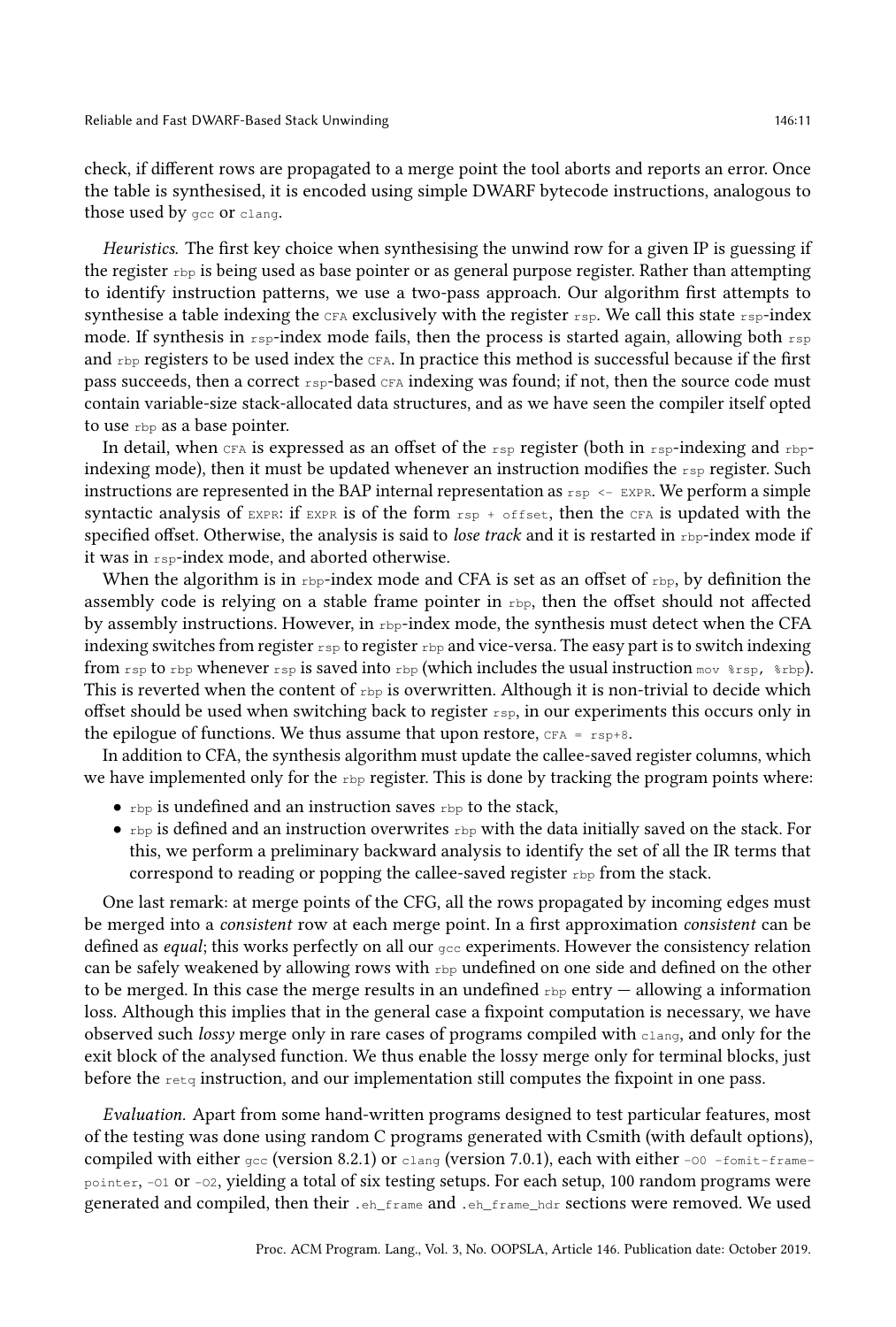check, if different rows are propagated to a merge point the tool aborts and reports an error. Once the table is synthesised, it is encoded using simple DWARF bytecode instructions, analogous to those used by `gcc` or `clang`.

*Heuristics.* The first key choice when synthesising the unwind row for a given IP is guessing if the register `rbp` is being used as base pointer or as general purpose register. Rather than attempting to identify instruction patterns, we use a two-pass approach. Our algorithm first attempts to synthesise a table indexing the `CFA` exclusively with the register `rsp`. We call this state `rsp`-index mode. If synthesis in `rsp`-index mode fails, then the process is started again, allowing both `rsp` and `rbp` registers to be used index the `CFA`. In practice this method is successful because if the first pass succeeds, then a correct `rsp`-based `CFA` indexing was found; if not, then the source code must contain variable-size stack-allocated data structures, and as we have seen the compiler itself opted to use `rbp` as a base pointer.

In detail, when `CFA` is expressed as an offset of the `rsp` register (both in `rsp`-indexing and `rbp`-indexing mode), then it must be updated whenever an instruction modifies the `rsp` register. Such instructions are represented in the BAP internal representation as `rsp <- EXPR`. We perform a simple syntactic analysis of `EXPR`: if `EXPR` is of the form `rsp + offset`, then the `CFA` is updated with the specified offset. Otherwise, the analysis is said to *lose track* and it is restarted in `rbp`-index mode if it was in `rsp`-index mode, and aborted otherwise.

When the algorithm is in `rbp`-index mode and CFA is set as an offset of `rbp`, by definition the assembly code is relying on a stable frame pointer in `rbp`, then the offset should not affected by assembly instructions. However, in `rbp`-index mode, the synthesis must detect when the CFA indexing switches from register `rsp` to register `rbp` and vice-versa. The easy part is to switch indexing from `rsp` to `rbp` whenever `rsp` is saved into `rbp` (which includes the usual instruction `mov %rsp, %rbp`). This is reverted when the content of `rbp` is overwritten. Although it is non-trivial to decide which offset should be used when switching back to register `rsp`, in our experiments this occurs only in the epilogue of functions. We thus assume that upon restore, `CFA = rsp+8`.

In addition to CFA, the synthesis algorithm must update the callee-saved register columns, which we have implemented only for the `rbp` register. This is done by tracking the program points where:

- `rbp` is undefined and an instruction saves `rbp` to the stack,
- `rbp` is defined and an instruction overwrites `rbp` with the data initially saved on the stack. For this, we perform a preliminary backward analysis to identify the set of all the IR terms that correspond to reading or popping the callee-saved register `rbp` from the stack.

One last remark: at merge points of the CFG, all the rows propagated by incoming edges must be merged into a *consistent* row at each merge point. In a first approximation *consistent* can be defined as *equal*; this works perfectly on all our `gcc` experiments. However the consistency relation can be safely weakened by allowing rows with `rbp` undefined on one side and defined on the other to be merged. In this case the merge results in an undefined `rbp` entry — allowing a information loss. Although this implies that in the general case a fixpoint computation is necessary, we have observed such *lossy* merge only in rare cases of programs compiled with `clang`, and only for the exit block of the analysed function. We thus enable the lossy merge only for terminal blocks, just before the `retq` instruction, and our implementation still computes the fixpoint in one pass.

*Evaluation.* Apart from some hand-written programs designed to test particular features, most of the testing was done using random C programs generated with Csmith (with default options), compiled with either `gcc` (version 8.2.1) or `clang` (version 7.0.1), each with either `-O0 -fomit-frame-pointer`, `-O1` or `-O2`, yielding a total of six testing setups. For each setup, 100 random programs were generated and compiled, then their `.eh_frame` and `.eh_frame_hdr` sections were removed. We used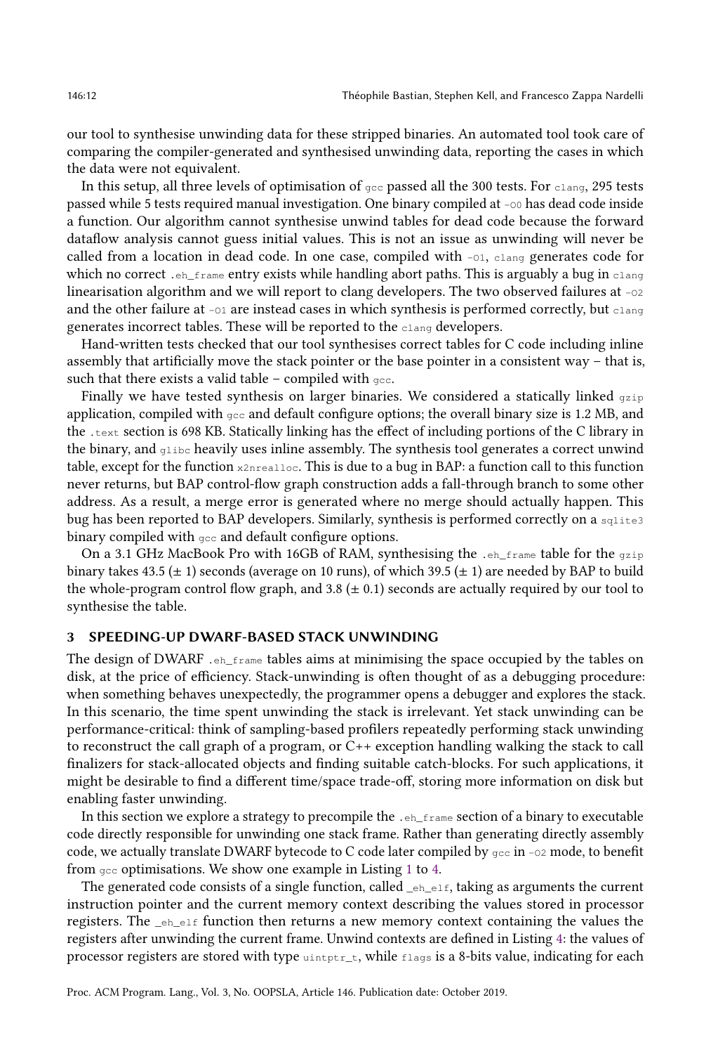our tool to synthesise unwinding data for these stripped binaries. An automated tool took care of comparing the compiler-generated and synthesised unwinding data, reporting the cases in which the data were not equivalent.

In this setup, all three levels of optimisation of `gcc` passed all the 300 tests. For `clang`, 295 tests passed while 5 tests required manual investigation. One binary compiled at `-O0` has dead code inside a function. Our algorithm cannot synthesise unwind tables for dead code because the forward dataflow analysis cannot guess initial values. This is not an issue as unwinding will never be called from a location in dead code. In one case, compiled with `-O1`, `clang` generates code for which no correct `.eh_frame` entry exists while handling abort paths. This is arguably a bug in `clang` linearisation algorithm and we will report to clang developers. The two observed failures at `-O2` and the other failure at `-O1` are instead cases in which synthesis is performed correctly, but `clang` generates incorrect tables. These will be reported to the `clang` developers.

Hand-written tests checked that our tool synthesises correct tables for C code including inline assembly that artificially move the stack pointer or the base pointer in a consistent way – that is, such that there exists a valid table – compiled with `gcc`.

Finally we have tested synthesis on larger binaries. We considered a statically linked `gzip` application, compiled with `gcc` and default configure options; the overall binary size is 1.2 MB, and the `.text` section is 698 KB. Statically linking has the effect of including portions of the C library in the binary, and `glibc` heavily uses inline assembly. The synthesis tool generates a correct unwind table, except for the function `x2nrealloc`. This is due to a bug in BAP: a function call to this function never returns, but BAP control-flow graph construction adds a fall-through branch to some other address. As a result, a merge error is generated where no merge should actually happen. This bug has been reported to BAP developers. Similarly, synthesis is performed correctly on a `sqlite3` binary compiled with `gcc` and default configure options.

On a 3.1 GHz MacBook Pro with 16GB of RAM, synthesising the `.eh_frame` table for the `gzip` binary takes 43.5 (± 1) seconds (average on 10 runs), of which 39.5 (± 1) are needed by BAP to build the whole-program control flow graph, and 3.8 (± 0.1) seconds are actually required by our tool to synthesise the table.

## 3 SPEEDING-UP DWARF-BASED STACK UNWINDING

The design of DWARF `.eh_frame` tables aims at minimising the space occupied by the tables on disk, at the price of efficiency. Stack-unwinding is often thought of as a debugging procedure: when something behaves unexpectedly, the programmer opens a debugger and explores the stack. In this scenario, the time spent unwinding the stack is irrelevant. Yet stack unwinding can be performance-critical: think of sampling-based profilers repeatedly performing stack unwinding to reconstruct the call graph of a program, or C++ exception handling walking the stack to call finalizers for stack-allocated objects and finding suitable catch-blocks. For such applications, it might be desirable to find a different time/space trade-off, storing more information on disk but enabling faster unwinding.

In this section we explore a strategy to precompile the `.eh_frame` section of a binary to executable code directly responsible for unwinding one stack frame. Rather than generating directly assembly code, we actually translate DWARF bytecode to C code later compiled by `gcc` in `-O2` mode, to benefit from `gcc` optimisations. We show one example in Listing 1 to 4.

The generated code consists of a single function, called `_eh_elf`, taking as arguments the current instruction pointer and the current memory context describing the values stored in processor registers. The `_eh_elf` function then returns a new memory context containing the values the registers after unwinding the current frame. Unwind contexts are defined in Listing 4: the values of processor registers are stored with type `uintptr_t`, while `flags` is a 8-bits value, indicating for each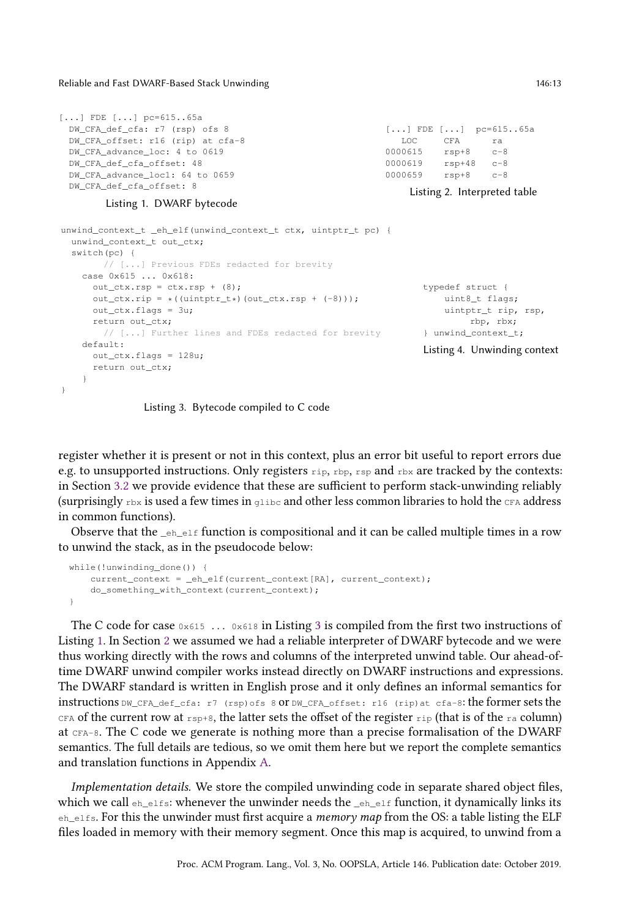```
[...] FDE [...] pc=615..65a
  DW_CFA_def_cfa: r7 (rsp) ofs 8
  DW_CFA_offset: r16 (rip) at cfa-8
  DW_CFA_advance_loc: 4 to 0619
  DW_CFA_def_cfa_offset: 48
  DW_CFA_advance_loc1: 64 to 0659
  DW_CFA_def_cfa_offset: 8
```

Listing 1. DWARF bytecode

```
[...] FDE [...]  pc=615..65a
   LOC     CFA     ra
0000615    rsp+8    c-8
0000619    rsp+48   c-8
0000659    rsp+8    c-8
```

Listing 2. Interpreted table

```
unwind_context_t _eh_elf(unwind_context_t ctx, uintptr_t pc) {
  unwind_context_t out_ctx;
  switch(pc) {
        // [...] Previous FDEs redacted for brevity
    case 0x615 ... 0x618:
      out_ctx.rsp = ctx.rsp + (8);
      out_ctx.rip = *((uintptr_t*)(out_ctx.rsp + (-8)));
      out_ctx.flags = 3u;
      return out_ctx;
        // [...] Further lines and FDEs redacted for brevity
    default:
      out_ctx.flags = 128u;
      return out_ctx;
  }
}
```

Listing 3. Bytecode compiled to C code

```
typedef struct {
    uint8_t flags;
    uintptr_t rip, rsp,
         rbp, rbx;
} unwind_context_t;
```

Listing 4. Unwinding context

register whether it is present or not in this context, plus an error bit useful to report errors due e.g. to unsupported instructions. Only registers `rip`, `rbp`, `rsp` and `rbx` are tracked by the contexts: in Section 3.2 we provide evidence that these are sufficient to perform stack-unwinding reliably (surprisingly `rbx` is used a few times in `glibc` and other less common libraries to hold the `CFA` address in common functions).

Observe that the `_eh_elf` function is compositional and it can be called multiple times in a row to unwind the stack, as in the pseudocode below:

```
while(!unwinding_done()) {
    current_context = _eh_elf(current_context[RA], current_context);
    do_something_with_context(current_context);
}
```

The C code for case `0x615 ... 0x618` in Listing 3 is compiled from the first two instructions of Listing 1. In Section 2 we assumed we had a reliable interpreter of DWARF bytecode and we were thus working directly with the rows and columns of the interpreted unwind table. Our ahead-of-time DWARF unwind compiler works instead directly on DWARF instructions and expressions. The DWARF standard is written in English prose and it only defines an informal semantics for instructions `DW_CFA_def_cfa: r7 (rsp)ofs 8` or `DW_CFA_offset: r16 (rip)at cfa-8`: the former sets the `CFA` of the current row at `rsp+8`, the latter sets the offset of the register `rip` (that is of the `ra` column) at `CFA-8`. The C code we generate is nothing more than a precise formalisation of the DWARF semantics. The full details are tedious, so we omit them here but we report the complete semantics and translation functions in Appendix A.

*Implementation details.* We store the compiled unwinding code in separate shared object files, which we call `eh_elfs`: whenever the unwinder needs the `_eh_elf` function, it dynamically links its `eh_elfs`. For this the unwinder must first acquire a *memory map* from the OS: a table listing the ELF files loaded in memory with their memory segment. Once this map is acquired, to unwind from a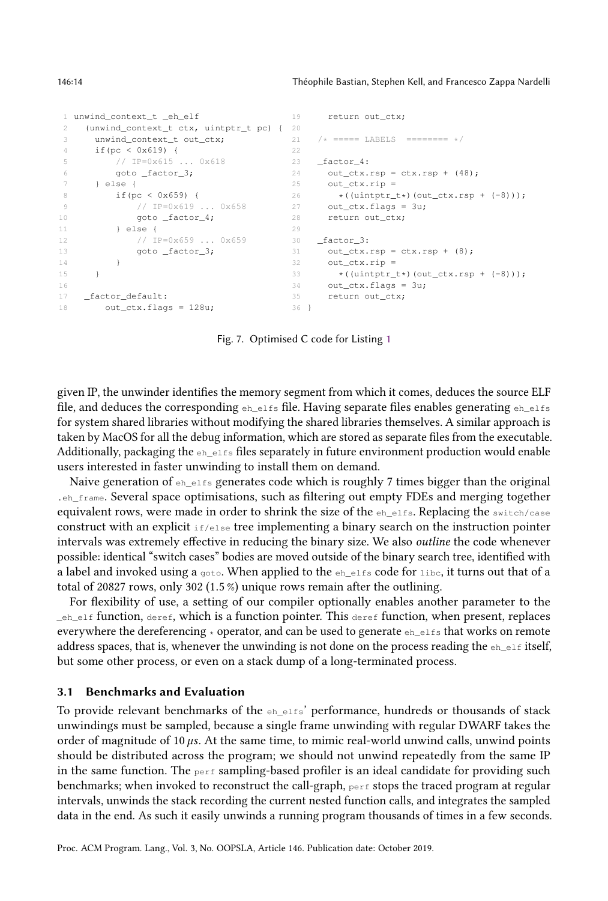```c
unwind_context_t _eh_elf
  (unwind_context_t ctx, uintptr_t pc) {
    unwind_context_t out_ctx;
    if(pc < 0x619) {
        // IP=0x615 ... 0x618
        goto _factor_3;
    } else {
        if(pc < 0x659) {
            // IP=0x619 ... 0x658
            goto _factor_4;
        } else {
            // IP=0x659 ... 0x659
            goto _factor_3;
        }
    }

  _factor_default:
      out_ctx.flags = 128u;
      return out_ctx;

  /* ===== LABELS ======== */

  _factor_4:
    out_ctx.rsp = ctx.rsp + (48);
    out_ctx.rip =
      *((uintptr_t*)(out_ctx.rsp + (-8)));
    out_ctx.flags = 3u;
    return out_ctx;

  _factor_3:
    out_ctx.rsp = ctx.rsp + (8);
    out_ctx.rip =
      *((uintptr_t*)(out_ctx.rsp + (-8)));
    out_ctx.flags = 3u;
    return out_ctx;
}
```

Fig. 7. Optimised C code for Listing 1

given IP, the unwinder identifies the memory segment from which it comes, deduces the source ELF file, and deduces the corresponding `eh_elfs` file. Having separate files enables generating `eh_elfs` for system shared libraries without modifying the shared libraries themselves. A similar approach is taken by MacOS for all the debug information, which are stored as separate files from the executable. Additionally, packaging the `eh_elfs` files separately in future environment production would enable users interested in faster unwinding to install them on demand.

Naive generation of `eh_elfs` generates code which is roughly 7 times bigger than the original `.eh_frame`. Several space optimisations, such as filtering out empty FDEs and merging together equivalent rows, were made in order to shrink the size of the `eh_elfs`. Replacing the `switch/case` construct with an explicit `if/else` tree implementing a binary search on the instruction pointer intervals was extremely effective in reducing the binary size. We also *outline* the code whenever possible: identical "switch cases" bodies are moved outside of the binary search tree, identified with a label and invoked using a `goto`. When applied to the `eh_elfs` code for `libc`, it turns out that of a total of 20827 rows, only 302 (1.5 %) unique rows remain after the outlining.

For flexibility of use, a setting of our compiler optionally enables another parameter to the `_eh_elf` function, `deref`, which is a function pointer. This `deref` function, when present, replaces everywhere the dereferencing `*` operator, and can be used to generate `eh_elfs` that works on remote address spaces, that is, whenever the unwinding is not done on the process reading the `eh_elf` itself, but some other process, or even on a stack dump of a long-terminated process.

### 3.1 Benchmarks and Evaluation

To provide relevant benchmarks of the `eh_elfs`' performance, hundreds or thousands of stack unwindings must be sampled, because a single frame unwinding with regular DWARF takes the order of magnitude of 10 $\mu s$. At the same time, to mimic real-world unwind calls, unwind points should be distributed across the program; we should not unwind repeatedly from the same IP in the same function. The `perf` sampling-based profiler is an ideal candidate for providing such benchmarks; when invoked to reconstruct the call-graph, `perf` stops the traced program at regular intervals, unwinds the stack recording the current nested function calls, and integrates the sampled data in the end. As such it easily unwinds a running program thousands of times in a few seconds.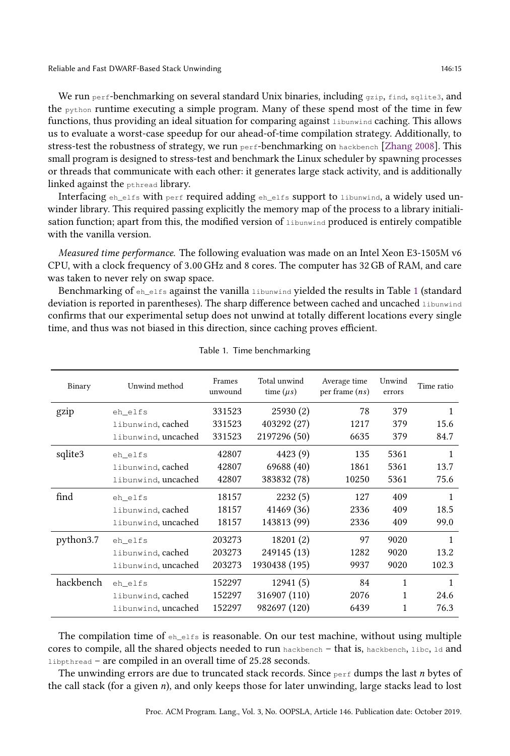We run `perf`-benchmarking on several standard Unix binaries, including `gzip`, `find`, `sqlite3`, and the `python` runtime executing a simple program. Many of these spend most of the time in few functions, thus providing an ideal situation for comparing against `libunwind` caching. This allows us to evaluate a worst-case speedup for our ahead-of-time compilation strategy. Additionally, to stress-test the robustness of strategy, we run `perf`-benchmarking on `hackbench` [Zhang 2008]. This small program is designed to stress-test and benchmark the Linux scheduler by spawning processes or threads that communicate with each other: it generates large stack activity, and is additionally linked against the `pthread` library.

Interfacing `eh_elfs` with `perf` required adding `eh_elfs` support to `libunwind`, a widely used unwinder library. This required passing explicitly the memory map of the process to a library initialisation function; apart from this, the modified version of `libunwind` produced is entirely compatible with the vanilla version.

*Measured time performance.* The following evaluation was made on an Intel Xeon E3-1505M v6 CPU, with a clock frequency of 3.00 GHz and 8 cores. The computer has 32 GB of RAM, and care was taken to never rely on swap space.

Benchmarking of `eh_elfs` against the vanilla `libunwind` yielded the results in Table 1 (standard deviation is reported in parentheses). The sharp difference between cached and uncached `libunwind` confirms that our experimental setup does not unwind at totally different locations every single time, and thus was not biased in this direction, since caching proves efficient.

Table 1. Time benchmarking

| Binary | Unwind method | Frames unwound | Total unwind time ($\mu s$) | Average time per frame ($ns$) | Unwind errors | Time ratio |
|---|---|---|---|---|---|---|
| gzip | `eh_elfs` | 331523 | 25930 (2) | 78 | 379 | 1 |
| | `libunwind`, cached | 331523 | 403292 (27) | 1217 | 379 | 15.6 |
| | `libunwind`, uncached | 331523 | 2197296 (50) | 6635 | 379 | 84.7 |
| sqlite3 | `eh_elfs` | 42807 | 4423 (9) | 135 | 5361 | 1 |
| | `libunwind`, cached | 42807 | 69688 (40) | 1861 | 5361 | 13.7 |
| | `libunwind`, uncached | 42807 | 383832 (78) | 10250 | 5361 | 75.6 |
| find | `eh_elfs` | 18157 | 2232 (5) | 127 | 409 | 1 |
| | `libunwind`, cached | 18157 | 41469 (36) | 2336 | 409 | 18.5 |
| | `libunwind`, uncached | 18157 | 143813 (99) | 2336 | 409 | 99.0 |
| python3.7 | `eh_elfs` | 203273 | 18201 (2) | 97 | 9020 | 1 |
| | `libunwind`, cached | 203273 | 249145 (13) | 1282 | 9020 | 13.2 |
| | `libunwind`, uncached | 203273 | 1930438 (195) | 9937 | 9020 | 102.3 |
| hackbench | `eh_elfs` | 152297 | 12941 (5) | 84 | 1 | 1 |
| | `libunwind`, cached | 152297 | 316907 (110) | 2076 | 1 | 24.6 |
| | `libunwind`, uncached | 152297 | 982697 (120) | 6439 | 1 | 76.3 |

The compilation time of `eh_elfs` is reasonable. On our test machine, without using multiple cores to compile, all the shared objects needed to run `hackbench` – that is, `hackbench`, `libc`, `ld` and `libpthread` – are compiled in an overall time of 25.28 seconds.

The unwinding errors are due to truncated stack records. Since `perf` dumps the last $n$ bytes of the call stack (for a given $n$), and only keeps those for later unwinding, large stacks lead to lost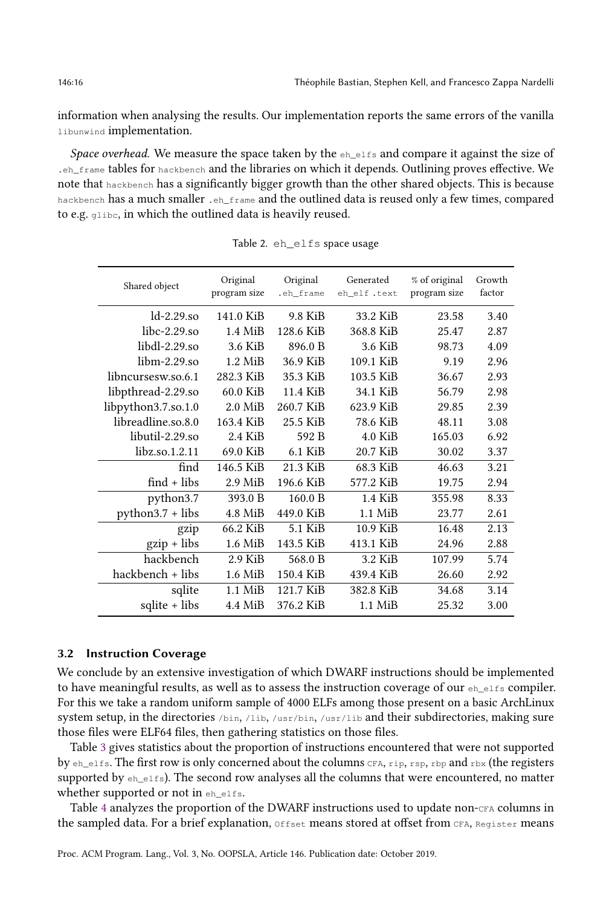information when analysing the results. Our implementation reports the same errors of the vanilla `libunwind` implementation.

*Space overhead.* We measure the space taken by the `eh_elfs` and compare it against the size of `.eh_frame` tables for `hackbench` and the libraries on which it depends. Outlining proves effective. We note that `hackbench` has a significantly bigger growth than the other shared objects. This is because `hackbench` has a much smaller `.eh_frame` and the outlined data is reused only a few times, compared to e.g. `glibc`, in which the outlined data is heavily reused.

Table 2. `eh_elfs` space usage

| Shared object | Original program size | Original `.eh_frame` | Generated `eh_elf .text` | % of original program size | Growth factor |
|---:|---:|---:|---:|---:|---:|
| ld-2.29.so | 141.0 KiB | 9.8 KiB | 33.2 KiB | 23.58 | 3.40 |
| libc-2.29.so | 1.4 MiB | 128.6 KiB | 368.8 KiB | 25.47 | 2.87 |
| libdl-2.29.so | 3.6 KiB | 896.0 B | 3.6 KiB | 98.73 | 4.09 |
| libm-2.29.so | 1.2 MiB | 36.9 KiB | 109.1 KiB | 9.19 | 2.96 |
| libncursesw.so.6.1 | 282.3 KiB | 35.3 KiB | 103.5 KiB | 36.67 | 2.93 |
| libpthread-2.29.so | 60.0 KiB | 11.4 KiB | 34.1 KiB | 56.79 | 2.98 |
| libpython3.7.so.1.0 | 2.0 MiB | 260.7 KiB | 623.9 KiB | 29.85 | 2.39 |
| libreadline.so.8.0 | 163.4 KiB | 25.5 KiB | 78.6 KiB | 48.11 | 3.08 |
| libutil-2.29.so | 2.4 KiB | 592 B | 4.0 KiB | 165.03 | 6.92 |
| libz.so.1.2.11 | 69.0 KiB | 6.1 KiB | 20.7 KiB | 30.02 | 3.37 |
| find | 146.5 KiB | 21.3 KiB | 68.3 KiB | 46.63 | 3.21 |
| find + libs | 2.9 MiB | 196.6 KiB | 577.2 KiB | 19.75 | 2.94 |
| python3.7 | 393.0 B | 160.0 B | 1.4 KiB | 355.98 | 8.33 |
| python3.7 + libs | 4.8 MiB | 449.0 KiB | 1.1 MiB | 23.77 | 2.61 |
| gzip | 66.2 KiB | 5.1 KiB | 10.9 KiB | 16.48 | 2.13 |
| gzip + libs | 1.6 MiB | 143.5 KiB | 413.1 KiB | 24.96 | 2.88 |
| hackbench | 2.9 KiB | 568.0 B | 3.2 KiB | 107.99 | 5.74 |
| hackbench + libs | 1.6 MiB | 150.4 KiB | 439.4 KiB | 26.60 | 2.92 |
| sqlite | 1.1 MiB | 121.7 KiB | 382.8 KiB | 34.68 | 3.14 |
| sqlite + libs | 4.4 MiB | 376.2 KiB | 1.1 MiB | 25.32 | 3.00 |

### 3.2 Instruction Coverage

We conclude by an extensive investigation of which DWARF instructions should be implemented to have meaningful results, as well as to assess the instruction coverage of our `eh_elfs` compiler. For this we take a random uniform sample of 4000 ELFs among those present on a basic ArchLinux system setup, in the directories `/bin`, `/lib`, `/usr/bin`, `/usr/lib` and their subdirectories, making sure those files were ELF64 files, then gathering statistics on those files.

Table 3 gives statistics about the proportion of instructions encountered that were not supported by `eh_elfs`. The first row is only concerned about the columns `CFA`, `rip`, `rsp`, `rbp` and `rbx` (the registers supported by `eh_elfs`). The second row analyses all the columns that were encountered, no matter whether supported or not in `eh_elfs`.

Table 4 analyzes the proportion of the DWARF instructions used to update non-`CFA` columns in the sampled data. For a brief explanation, `Offset` means stored at offset from `CFA`, `Register` means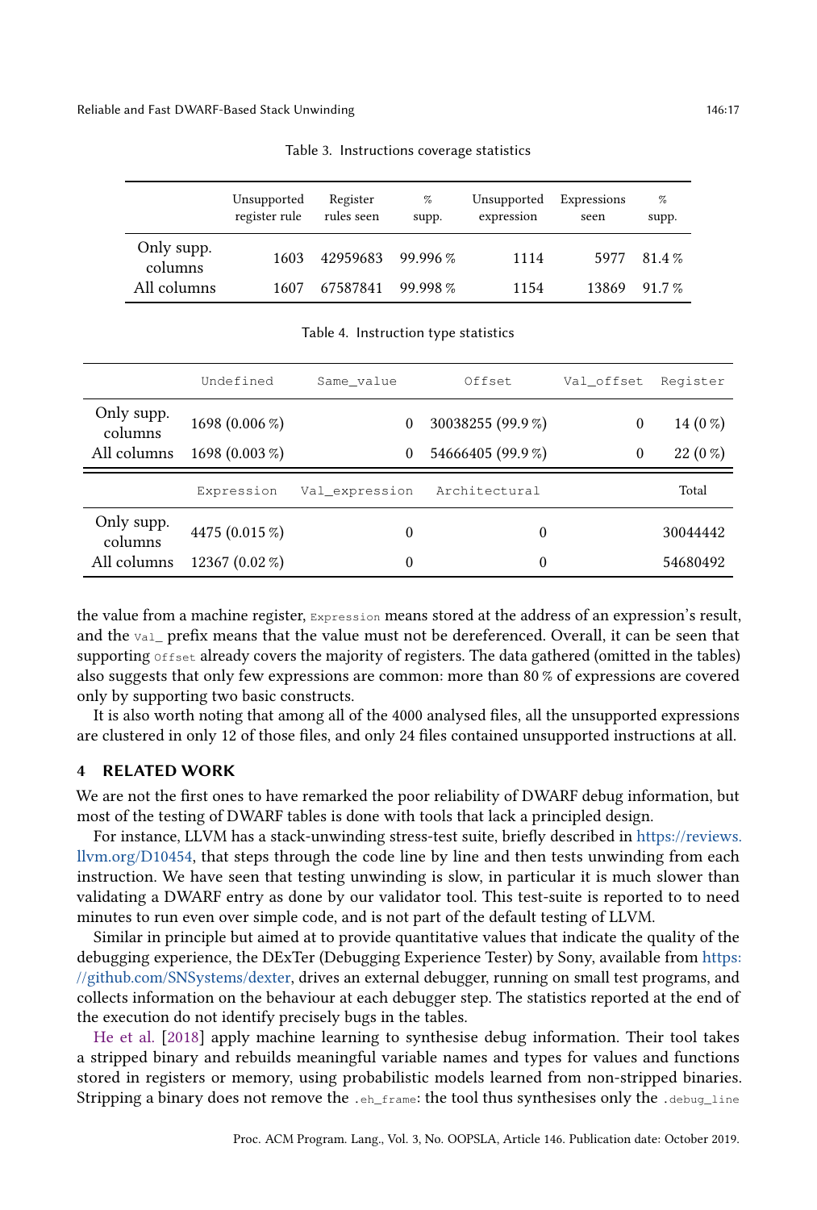Table 3. Instructions coverage statistics

| | Unsupported register rule | Register rules seen | % supp. | Unsupported expression | Expressions seen | % supp. |
|---|---|---|---|---|---|---|
| Only supp. columns | 1603 | 42959683 | 99.996 % | 1114 | 5977 | 81.4 % |
| All columns | 1607 | 67587841 | 99.998 % | 1154 | 13869 | 91.7 % |

Table 4. Instruction type statistics

| | `Undefined` | `Same_value` | `Offset` | `Val_offset` | `Register` |
|---|---|---|---|---|---|
| Only supp. columns | 1698 (0.006 %) | 0 | 30038255 (99.9 %) | 0 | 14 (0 %) |
| All columns | 1698 (0.003 %) | 0 | 54666405 (99.9 %) | 0 | 22 (0 %) |

| | `Expression` | `Val_expression` | `Architectural` | Total |
|---|---|---|---|---|
| Only supp. columns | 4475 (0.015 %) | 0 | 0 | 30044442 |
| All columns | 12367 (0.02 %) | 0 | 0 | 54680492 |

the value from a machine register, `Expression` means stored at the address of an expression's result, and the `Val_` prefix means that the value must not be dereferenced. Overall, it can be seen that supporting `Offset` already covers the majority of registers. The data gathered (omitted in the tables) also suggests that only few expressions are common: more than 80 % of expressions are covered only by supporting two basic constructs.

It is also worth noting that among all of the 4000 analysed files, all the unsupported expressions are clustered in only 12 of those files, and only 24 files contained unsupported instructions at all.

## 4 RELATED WORK

We are not the first ones to have remarked the poor reliability of DWARF debug information, but most of the testing of DWARF tables is done with tools that lack a principled design.

For instance, LLVM has a stack-unwinding stress-test suite, briefly described in https://reviews.llvm.org/D10454, that steps through the code line by line and then tests unwinding from each instruction. We have seen that testing unwinding is slow, in particular it is much slower than validating a DWARF entry as done by our validator tool. This test-suite is reported to to need minutes to run even over simple code, and is not part of the default testing of LLVM.

Similar in principle but aimed at to provide quantitative values that indicate the quality of the debugging experience, the DExTer (Debugging Experience Tester) by Sony, available from https://github.com/SNSystems/dexter, drives an external debugger, running on small test programs, and collects information on the behaviour at each debugger step. The statistics reported at the end of the execution do not identify precisely bugs in the tables.

He et al. [2018] apply machine learning to synthesise debug information. Their tool takes a stripped binary and rebuilds meaningful variable names and types for values and functions stored in registers or memory, using probabilistic models learned from non-stripped binaries. Stripping a binary does not remove the `.eh_frame`: the tool thus synthesises only the `.debug_line`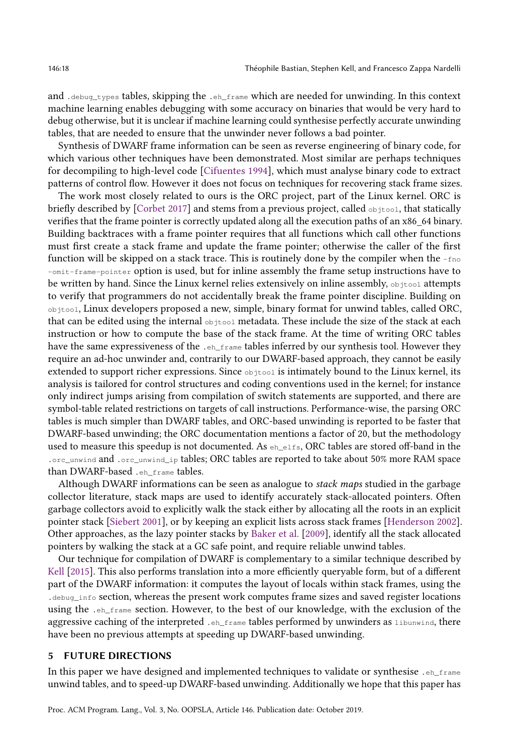and `.debug_types` tables, skipping the `.eh_frame` which are needed for unwinding. In this context machine learning enables debugging with some accuracy on binaries that would be very hard to debug otherwise, but it is unclear if machine learning could synthesise perfectly accurate unwinding tables, that are needed to ensure that the unwinder never follows a bad pointer.

Synthesis of DWARF frame information can be seen as reverse engineering of binary code, for which various other techniques have been demonstrated. Most similar are perhaps techniques for decompiling to high-level code [Cifuentes 1994], which must analyse binary code to extract patterns of control flow. However it does not focus on techniques for recovering stack frame sizes.

The work most closely related to ours is the ORC project, part of the Linux kernel. ORC is briefly described by [Corbet 2017] and stems from a previous project, called `objtool`, that statically verifies that the frame pointer is correctly updated along all the execution paths of an x86_64 binary. Building backtraces with a frame pointer requires that all functions which call other functions must first create a stack frame and update the frame pointer; otherwise the caller of the first function will be skipped on a stack trace. This is routinely done by the compiler when the `-fno -omit-frame-pointer` option is used, but for inline assembly the frame setup instructions have to be written by hand. Since the Linux kernel relies extensively on inline assembly, `objtool` attempts to verify that programmers do not accidentally break the frame pointer discipline. Building on `objtool`, Linux developers proposed a new, simple, binary format for unwind tables, called ORC, that can be edited using the internal `objtool` metadata. These include the size of the stack at each instruction or how to compute the base of the stack frame. At the time of writing ORC tables have the same expressiveness of the `.eh_frame` tables inferred by our synthesis tool. However they require an ad-hoc unwinder and, contrarily to our DWARF-based approach, they cannot be easily extended to support richer expressions. Since `objtool` is intimately bound to the Linux kernel, its analysis is tailored for control structures and coding conventions used in the kernel; for instance only indirect jumps arising from compilation of switch statements are supported, and there are symbol-table related restrictions on targets of call instructions. Performance-wise, the parsing ORC tables is much simpler than DWARF tables, and ORC-based unwinding is reported to be faster that DWARF-based unwinding; the ORC documentation mentions a factor of 20, but the methodology used to measure this speedup is not documented. As `eh_elfs`, ORC tables are stored off-band in the `.orc_unwind` and `.orc_unwind_ip` tables; ORC tables are reported to take about 50% more RAM space than DWARF-based `.eh_frame` tables.

Although DWARF informations can be seen as analogue to *stack maps* studied in the garbage collector literature, stack maps are used to identify accurately stack-allocated pointers. Often garbage collectors avoid to explicitly walk the stack either by allocating all the roots in an explicit pointer stack [Siebert 2001], or by keeping an explicit lists across stack frames [Henderson 2002]. Other approaches, as the lazy pointer stacks by Baker et al. [2009], identify all the stack allocated pointers by walking the stack at a GC safe point, and require reliable unwind tables.

Our technique for compilation of DWARF is complementary to a similar technique described by Kell [2015]. This also performs translation into a more efficiently queryable form, but of a different part of the DWARF information: it computes the layout of locals within stack frames, using the `.debug_info` section, whereas the present work computes frame sizes and saved register locations using the `.eh_frame` section. However, to the best of our knowledge, with the exclusion of the aggressive caching of the interpreted `.eh_frame` tables performed by unwinders as `libunwind`, there have been no previous attempts at speeding up DWARF-based unwinding.

## 5 FUTURE DIRECTIONS

In this paper we have designed and implemented techniques to validate or synthesise `.eh_frame` unwind tables, and to speed-up DWARF-based unwinding. Additionally we hope that this paper has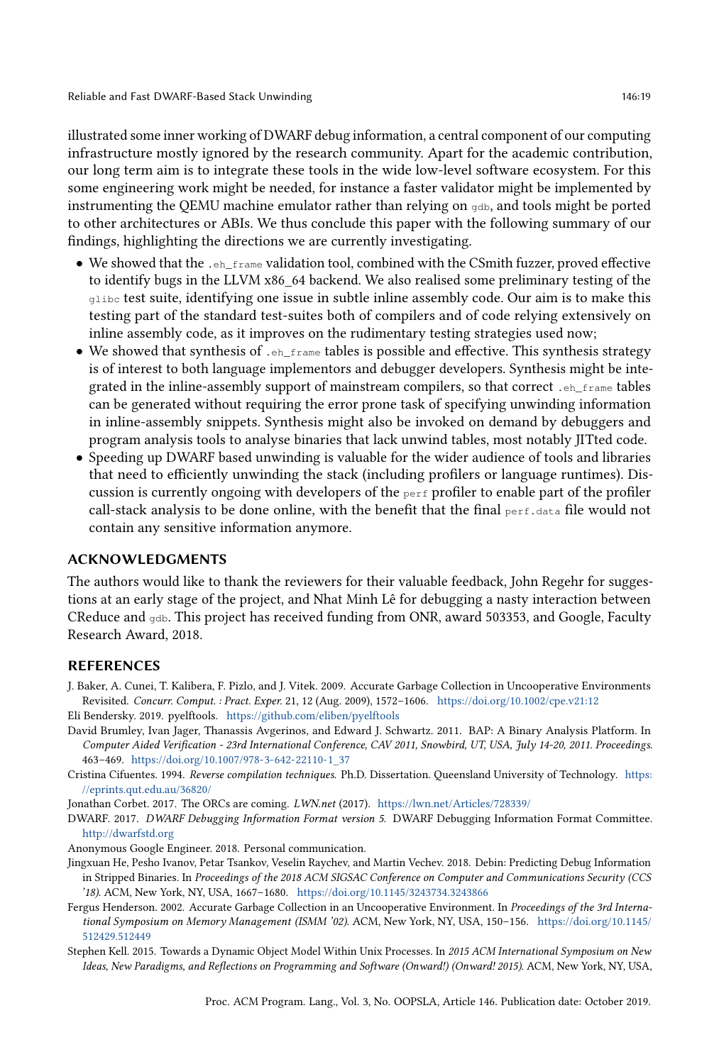illustrated some inner working of DWARF debug information, a central component of our computing infrastructure mostly ignored by the research community. Apart for the academic contribution, our long term aim is to integrate these tools in the wide low-level software ecosystem. For this some engineering work might be needed, for instance a faster validator might be implemented by instrumenting the QEMU machine emulator rather than relying on `gdb`, and tools might be ported to other architectures or ABIs. We thus conclude this paper with the following summary of our findings, highlighting the directions we are currently investigating.

- We showed that the `.eh_frame` validation tool, combined with the CSmith fuzzer, proved effective to identify bugs in the LLVM x86_64 backend. We also realised some preliminary testing of the `glibc` test suite, identifying one issue in subtle inline assembly code. Our aim is to make this testing part of the standard test-suites both of compilers and of code relying extensively on inline assembly code, as it improves on the rudimentary testing strategies used now;
- We showed that synthesis of `.eh_frame` tables is possible and effective. This synthesis strategy is of interest to both language implementors and debugger developers. Synthesis might be integrated in the inline-assembly support of mainstream compilers, so that correct `.eh_frame` tables can be generated without requiring the error prone task of specifying unwinding information in inline-assembly snippets. Synthesis might also be invoked on demand by debuggers and program analysis tools to analyse binaries that lack unwind tables, most notably JITted code.
- Speeding up DWARF based unwinding is valuable for the wider audience of tools and libraries that need to efficiently unwinding the stack (including profilers or language runtimes). Discussion is currently ongoing with developers of the `perf` profiler to enable part of the profiler call-stack analysis to be done online, with the benefit that the final `perf.data` file would not contain any sensitive information anymore.

## ACKNOWLEDGMENTS

The authors would like to thank the reviewers for their valuable feedback, John Regehr for suggestions at an early stage of the project, and Nhat Minh Lê for debugging a nasty interaction between CReduce and `gdb`. This project has received funding from ONR, award 503353, and Google, Faculty Research Award, 2018.

## REFERENCES

J. Baker, A. Cunei, T. Kalibera, F. Pizlo, and J. Vitek. 2009. Accurate Garbage Collection in Uncooperative Environments Revisited. *Concurr. Comput. : Pract. Exper.* 21, 12 (Aug. 2009), 1572–1606. https://doi.org/10.1002/cpe.v21:12

Eli Bendersky. 2019. pyelftools. https://github.com/eliben/pyelftools

David Brumley, Ivan Jager, Thanassis Avgerinos, and Edward J. Schwartz. 2011. BAP: A Binary Analysis Platform. In *Computer Aided Verification - 23rd International Conference, CAV 2011, Snowbird, UT, USA, July 14-20, 2011. Proceedings.* 463–469. https://doi.org/10.1007/978-3-642-22110-1_37

Cristina Cifuentes. 1994. *Reverse compilation techniques*. Ph.D. Dissertation. Queensland University of Technology. https://eprints.qut.edu.au/36820/

Jonathan Corbet. 2017. The ORCs are coming. *LWN.net* (2017). https://lwn.net/Articles/728339/

DWARF. 2017. *DWARF Debugging Information Format version 5*. DWARF Debugging Information Format Committee. http://dwarfstd.org

Anonymous Google Engineer. 2018. Personal communication.

Jingxuan He, Pesho Ivanov, Petar Tsankov, Veselin Raychev, and Martin Vechev. 2018. Debin: Predicting Debug Information in Stripped Binaries. In *Proceedings of the 2018 ACM SIGSAC Conference on Computer and Communications Security (CCS '18)*. ACM, New York, NY, USA, 1667–1680. https://doi.org/10.1145/3243734.3243866

Fergus Henderson. 2002. Accurate Garbage Collection in an Uncooperative Environment. In *Proceedings of the 3rd International Symposium on Memory Management (ISMM '02)*. ACM, New York, NY, USA, 150–156. https://doi.org/10.1145/512429.512449

Stephen Kell. 2015. Towards a Dynamic Object Model Within Unix Processes. In *2015 ACM International Symposium on New Ideas, New Paradigms, and Reflections on Programming and Software (Onward!) (Onward! 2015)*. ACM, New York, NY, USA,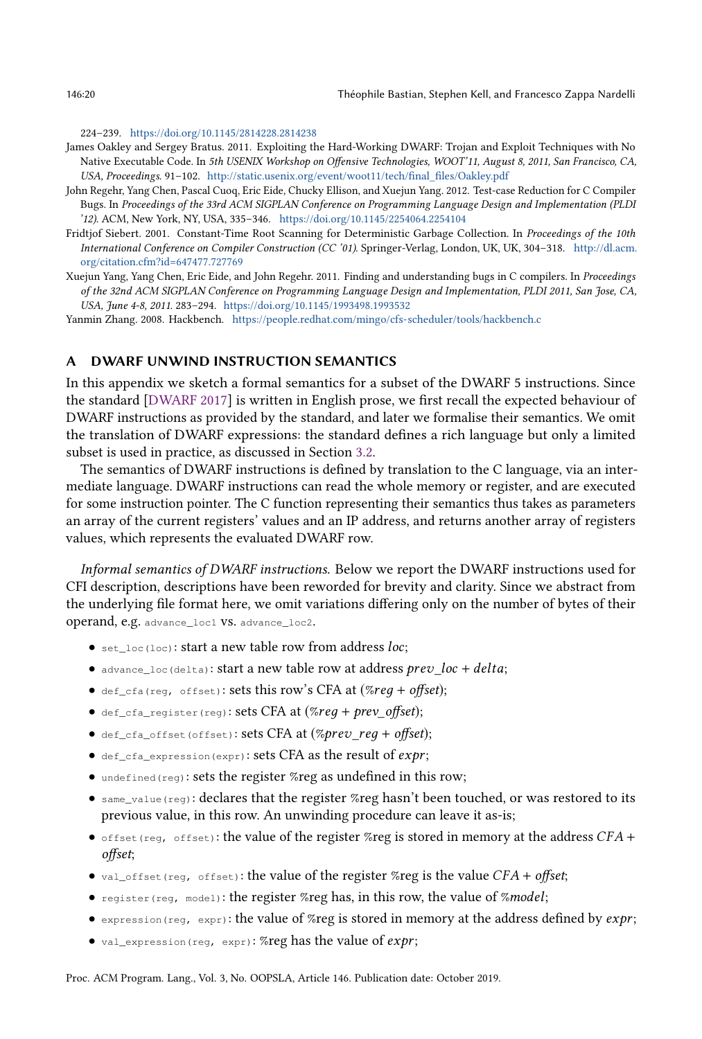224–239. https://doi.org/10.1145/2814228.2814238

James Oakley and Sergey Bratus. 2011. Exploiting the Hard-Working DWARF: Trojan and Exploit Techniques with No Native Executable Code. In *5th USENIX Workshop on Offensive Technologies, WOOT'11, August 8, 2011, San Francisco, CA, USA, Proceedings.* 91–102. http://static.usenix.org/event/woot11/tech/final_files/Oakley.pdf

John Regehr, Yang Chen, Pascal Cuoq, Eric Eide, Chucky Ellison, and Xuejun Yang. 2012. Test-case Reduction for C Compiler Bugs. In *Proceedings of the 33rd ACM SIGPLAN Conference on Programming Language Design and Implementation (PLDI '12)*. ACM, New York, NY, USA, 335–346. https://doi.org/10.1145/2254064.2254104

Fridtjof Siebert. 2001. Constant-Time Root Scanning for Deterministic Garbage Collection. In *Proceedings of the 10th International Conference on Compiler Construction (CC '01)*. Springer-Verlag, London, UK, UK, 304–318. http://dl.acm.org/citation.cfm?id=647477.727769

Xuejun Yang, Yang Chen, Eric Eide, and John Regehr. 2011. Finding and understanding bugs in C compilers. In *Proceedings of the 32nd ACM SIGPLAN Conference on Programming Language Design and Implementation, PLDI 2011, San Jose, CA, USA, June 4-8, 2011.* 283–294. https://doi.org/10.1145/1993498.1993532

Yanmin Zhang. 2008. Hackbench. https://people.redhat.com/mingo/cfs-scheduler/tools/hackbench.c

## A DWARF UNWIND INSTRUCTION SEMANTICS

In this appendix we sketch a formal semantics for a subset of the DWARF 5 instructions. Since the standard [DWARF 2017] is written in English prose, we first recall the expected behaviour of DWARF instructions as provided by the standard, and later we formalise their semantics. We omit the translation of DWARF expressions: the standard defines a rich language but only a limited subset is used in practice, as discussed in Section 3.2.

The semantics of DWARF instructions is defined by translation to the C language, via an intermediate language. DWARF instructions can read the whole memory or register, and are executed for some instruction pointer. The C function representing their semantics thus takes as parameters an array of the current registers' values and an IP address, and returns another array of registers values, which represents the evaluated DWARF row.

*Informal semantics of DWARF instructions.* Below we report the DWARF instructions used for CFI description, descriptions have been reworded for brevity and clarity. Since we abstract from the underlying file format here, we omit variations differing only on the number of bytes of their operand, e.g. `advance_loc1` vs. `advance_loc2`.

- `set_loc(loc)`: start a new table row from address *loc*;
- `advance_loc(delta)`: start a new table row at address $prev\_loc + delta$;
- `def_cfa(reg, offset)`: sets this row's CFA at (*%reg* + *offset*);
- `def_cfa_register(reg)`: sets CFA at (*%reg* + *prev_offset*);
- `def_cfa_offset(offset)`: sets CFA at (*%prev_reg* + *offset*);
- `def_cfa_expression(expr)`: sets CFA as the result of *expr*;
- `undefined(reg)`: sets the register %reg as undefined in this row;
- `same_value(reg)`: declares that the register %reg hasn't been touched, or was restored to its previous value, in this row. An unwinding procedure can leave it as-is;
- `offset(reg, offset)`: the value of the register %reg is stored in memory at the address *CFA* + *offset*;
- `val_offset(reg, offset)`: the value of the register %reg is the value *CFA* + *offset*;
- `register(reg, model)`: the register %reg has, in this row, the value of *%model*;
- `expression(reg, expr)`: the value of %reg is stored in memory at the address defined by *expr*;
- `val_expression(reg, expr)`: %reg has the value of *expr*;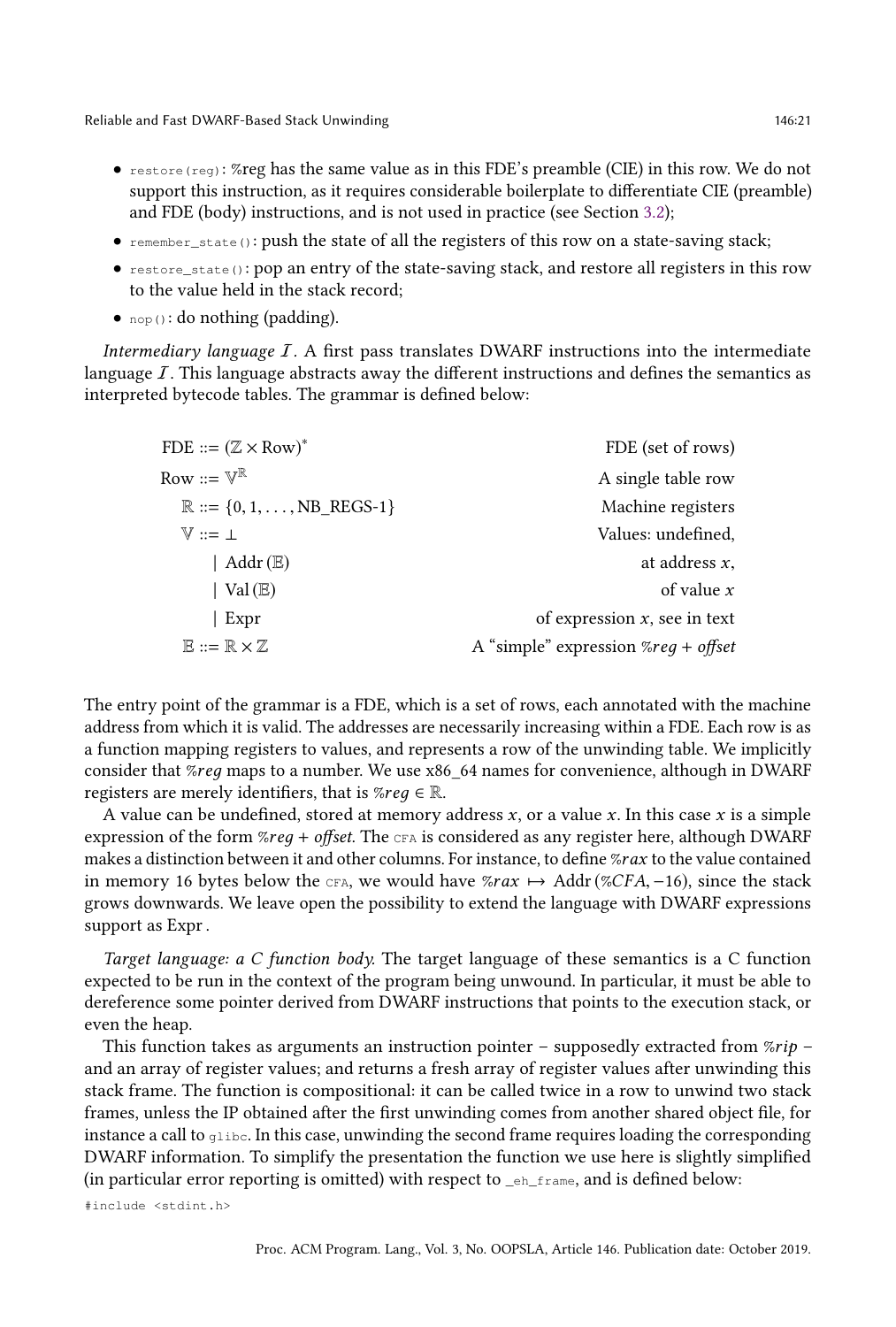- `restore(reg)`: %reg has the same value as in this FDE's preamble (CIE) in this row. We do not support this instruction, as it requires considerable boilerplate to differentiate CIE (preamble) and FDE (body) instructions, and is not used in practice (see Section 3.2);
- `remember_state()`: push the state of all the registers of this row on a state-saving stack;
- `restore_state()`: pop an entry of the state-saving stack, and restore all registers in this row to the value held in the stack record;
- `nop()`: do nothing (padding).

*Intermediary language $\mathcal{I}$.* A first pass translates DWARF instructions into the intermediate language $\mathcal{I}$. This language abstracts away the different instructions and defines the semantics as interpreted bytecode tables. The grammar is defined below:

$$
\begin{array}{rlr}
\text{FDE} & ::= (\mathbb{Z} \times \text{Row})^* & \text{FDE (set of rows)} \\
\text{Row} & ::= \mathbb{V}^{\mathbb{R}} & \text{A single table row} \\
\mathbb{R} & ::= \{0, 1, \ldots, \text{NB\_REGS-1}\} & \text{Machine registers} \\
\mathbb{V} & ::= \bot & \text{Values: undefined,} \\
 & \mid \ \text{Addr}(\mathbb{E}) & \text{at address } x, \\
 & \mid \ \text{Val}(\mathbb{E}) & \text{of value } x \\
 & \mid \ \text{Expr} & \text{of expression } x \text{, see in text} \\
\mathbb{E} & ::= \mathbb{R} \times \mathbb{Z} & \text{A "simple" expression } \%reg + \mathit{offset}
\end{array}
$$

The entry point of the grammar is a FDE, which is a set of rows, each annotated with the machine address from which it is valid. The addresses are necessarily increasing within a FDE. Each row is as a function mapping registers to values, and represents a row of the unwinding table. We implicitly consider that $\%reg$ maps to a number. We use x86_64 names for convenience, although in DWARF registers are merely identifiers, that is $\%reg \in \mathbb{R}$.

A value can be undefined, stored at memory address $x$, or a value $x$. In this case $x$ is a simple expression of the form $\%reg + \mathit{offset}$. The CFA is considered as any register here, although DWARF makes a distinction between it and other columns. For instance, to define $\%rax$ to the value contained in memory 16 bytes below the CFA, we would have $\%rax \mapsto \text{Addr}(\%CFA, -16)$, since the stack grows downwards. We leave open the possibility to extend the language with DWARF expressions support as Expr .

*Target language: a C function body.* The target language of these semantics is a C function expected to be run in the context of the program being unwound. In particular, it must be able to dereference some pointer derived from DWARF instructions that points to the execution stack, or even the heap.

This function takes as arguments an instruction pointer – supposedly extracted from $\%rip$ – and an array of register values; and returns a fresh array of register values after unwinding this stack frame. The function is compositional: it can be called twice in a row to unwind two stack frames, unless the IP obtained after the first unwinding comes from another shared object file, for instance a call to `glibc`. In this case, unwinding the second frame requires loading the corresponding DWARF information. To simplify the presentation the function we use here is slightly simplified (in particular error reporting is omitted) with respect to `_eh_frame`, and is defined below:

```
#include <stdint.h>
```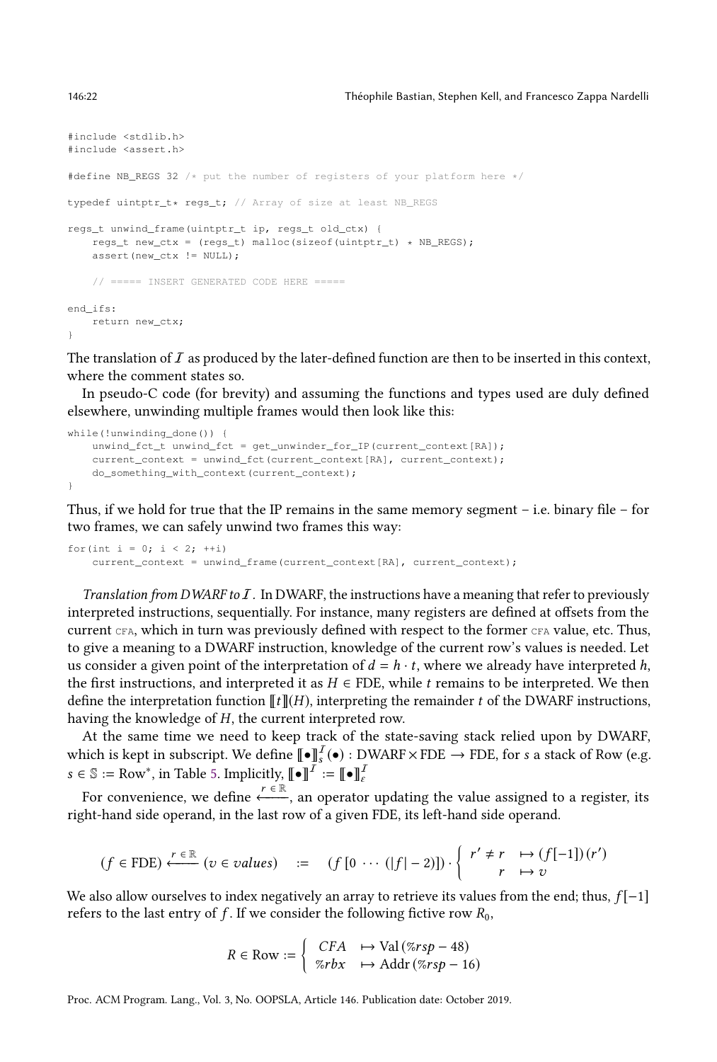```
#include <stdlib.h>
#include <assert.h>

#define NB_REGS 32 /* put the number of registers of your platform here */

typedef uintptr_t* regs_t; // Array of size at least NB_REGS

regs_t unwind_frame(uintptr_t ip, regs_t old_ctx) {
    regs_t new_ctx = (regs_t) malloc(sizeof(uintptr_t) * NB_REGS);
    assert(new_ctx != NULL);

    // ===== INSERT GENERATED CODE HERE =====

end_ifs:
    return new_ctx;
}
```

The translation of $\mathcal{I}$ as produced by the later-defined function are then to be inserted in this context, where the comment states so.

In pseudo-C code (for brevity) and assuming the functions and types used are duly defined elsewhere, unwinding multiple frames would then look like this:

```
while(!unwinding_done()) {
    unwind_fct_t unwind_fct = get_unwinder_for_IP(current_context[RA]);
    current_context = unwind_fct(current_context[RA], current_context);
    do_something_with_context(current_context);
}
```

Thus, if we hold for true that the IP remains in the same memory segment – i.e. binary file – for two frames, we can safely unwind two frames this way:

```
for(int i = 0; i < 2; ++i)
    current_context = unwind_frame(current_context[RA], current_context);
```

*Translation from DWARF to $\mathcal{I}$.* In DWARF, the instructions have a meaning that refer to previously interpreted instructions, sequentially. For instance, many registers are defined at offsets from the current CFA, which in turn was previously defined with respect to the former CFA value, etc. Thus, to give a meaning to a DWARF instruction, knowledge of the current row's values is needed. Let us consider a given point of the interpretation of $d = h \cdot t$, where we already have interpreted $h$, the first instructions, and interpreted it as $H \in \text{FDE}$, while $t$ remains to be interpreted. We then define the interpretation function $[\![t]\!](H)$, interpreting the remainder $t$ of the DWARF instructions, having the knowledge of $H$, the current interpreted row.

At the same time we need to keep track of the state-saving stack relied upon by DWARF, which is kept in subscript. We define $[\![\bullet]\!]^{\mathcal{I}}_{s}(\bullet) : \text{DWARF} \times \text{FDE} \to \text{FDE}$, for $s$ a stack of Row (e.g. $s \in \mathbb{S} := \text{Row}^*$, in Table 5. Implicitly, $[\![\bullet]\!]^{\mathcal{I}} := [\![\bullet]\!]^{\mathcal{I}}_{\varepsilon}$

For convenience, we define $\xleftarrow{r \in \mathbb{R}}$, an operator updating the value assigned to a register, its right-hand side operand, in the last row of a given FDE, its left-hand side operand.

$$(f \in \text{FDE}) \xleftarrow{r \in \mathbb{R}} (v \in values) \quad := \quad (f\,[0\ \cdots\ (|f|-2)]) \cdot \left\{ \begin{array}{ll} r' \neq r & \mapsto (f[-1])\,(r') \\ r & \mapsto v \end{array} \right.$$

We also allow ourselves to index negatively an array to retrieve its values from the end; thus, $f[-1]$ refers to the last entry of $f$. If we consider the following fictive row $R_0$,

$$R \in \text{Row} := \left\{ \begin{array}{ll} CFA & \mapsto \text{Val}\,(\%rsp - 48) \\ \%rbx & \mapsto \text{Addr}\,(\%rsp - 16) \end{array} \right.$$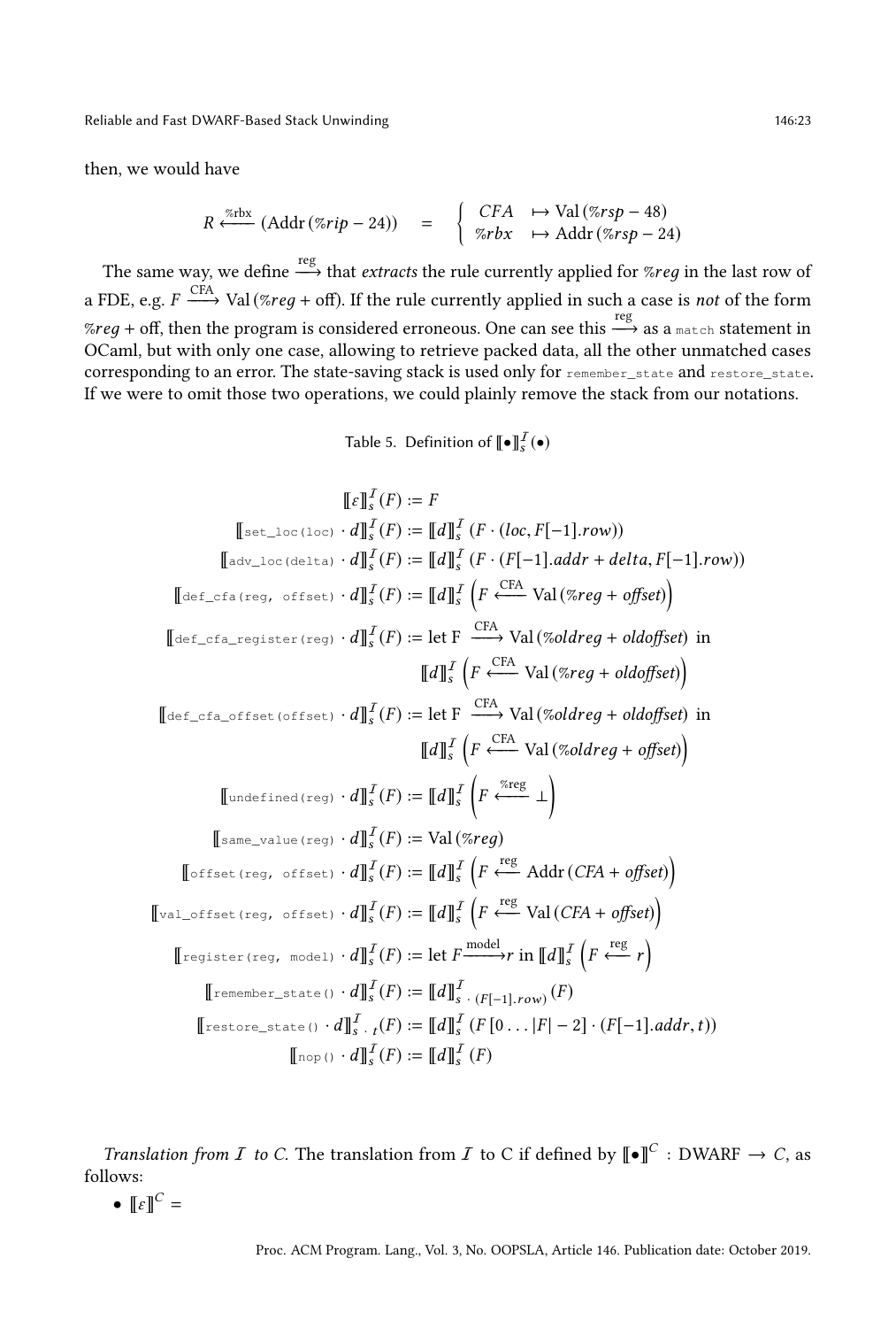then, we would have

$$R \xleftarrow{\%\text{rbx}} (\text{Addr}(\%rip - 24)) \quad = \quad \begin{cases} CFA & \mapsto \text{Val}(\%rsp - 48) \\ \%rbx & \mapsto \text{Addr}(\%rsp - 24) \end{cases}$$

The same way, we define $\xrightarrow{\text{reg}}$ that *extracts* the rule currently applied for $\%reg$ in the last row of a FDE, e.g. $F \xrightarrow{\text{CFA}} \text{Val}(\%reg + \text{off})$. If the rule currently applied in such a case is *not* of the form $\%reg + \text{off}$, then the program is considered erroneous. One can see this $\xrightarrow{\text{reg}}$ as a `match` statement in OCaml, but with only one case, allowing to retrieve packed data, all the other unmatched cases corresponding to an error. The state-saving stack is used only for `remember_state` and `restore_state`. If we were to omit those two operations, we could plainly remove the stack from our notations.

Table 5. Definition of $[\![\bullet]\!]^{\mathcal{I}}_s(\bullet)$

$$
\begin{aligned}
[\![\varepsilon]\!]^{\mathcal{I}}_s(F) &:= F \\
[\![\texttt{set\_loc(loc)} \cdot d]\!]^{\mathcal{I}}_s(F) &:= [\![d]\!]^{\mathcal{I}}_s\left(F \cdot (loc, F[-1].row)\right) \\
[\![\texttt{adv\_loc(delta)} \cdot d]\!]^{\mathcal{I}}_s(F) &:= [\![d]\!]^{\mathcal{I}}_s\left(F \cdot (F[-1].addr + delta, F[-1].row)\right) \\
[\![\texttt{def\_cfa(reg, offset)} \cdot d]\!]^{\mathcal{I}}_s(F) &:= [\![d]\!]^{\mathcal{I}}_s\left(F \xleftarrow{\text{CFA}} \text{Val}(\%reg + \mathit{offset})\right) \\
[\![\texttt{def\_cfa\_register(reg)} \cdot d]\!]^{\mathcal{I}}_s(F) &:= \text{let F } \xrightarrow{\text{CFA}} \text{Val}(\%oldreg + oldoffset) \text{ in} \\
&\quad\;\; [\![d]\!]^{\mathcal{I}}_s\left(F \xleftarrow{\text{CFA}} \text{Val}(\%reg + oldoffset)\right) \\
[\![\texttt{def\_cfa\_offset(offset)} \cdot d]\!]^{\mathcal{I}}_s(F) &:= \text{let F } \xrightarrow{\text{CFA}} \text{Val}(\%oldreg + oldoffset) \text{ in} \\
&\quad\;\; [\![d]\!]^{\mathcal{I}}_s\left(F \xleftarrow{\text{CFA}} \text{Val}(\%oldreg + \mathit{offset})\right) \\
[\![\texttt{undefined(reg)} \cdot d]\!]^{\mathcal{I}}_s(F) &:= [\![d]\!]^{\mathcal{I}}_s\left(F \xleftarrow{\%\text{reg}} \bot\right) \\
[\![\texttt{same\_value(reg)} \cdot d]\!]^{\mathcal{I}}_s(F) &:= \text{Val}(\%reg) \\
[\![\texttt{offset(reg, offset)} \cdot d]\!]^{\mathcal{I}}_s(F) &:= [\![d]\!]^{\mathcal{I}}_s\left(F \xleftarrow{\text{reg}} \text{Addr}(CFA + \mathit{offset})\right) \\
[\![\texttt{val\_offset(reg, offset)} \cdot d]\!]^{\mathcal{I}}_s(F) &:= [\![d]\!]^{\mathcal{I}}_s\left(F \xleftarrow{\text{reg}} \text{Val}(CFA + \mathit{offset})\right) \\
[\![\texttt{register(reg, model)} \cdot d]\!]^{\mathcal{I}}_s(F) &:= \text{let } F \xrightarrow{\text{model}} r \text{ in } [\![d]\!]^{\mathcal{I}}_s\left(F \xleftarrow{\text{reg}} r\right) \\
[\![\texttt{remember\_state()} \cdot d]\!]^{\mathcal{I}}_s(F) &:= [\![d]\!]^{\mathcal{I}}_{s\,\cdot\,(F[-1].row)}(F) \\
[\![\texttt{restore\_state()} \cdot d]\!]^{\mathcal{I}}_{s\,\cdot\,t}(F) &:= [\![d]\!]^{\mathcal{I}}_s\left(F[0 \ldots |F|-2] \cdot (F[-1].addr, t)\right) \\
[\![\texttt{nop()} \cdot d]\!]^{\mathcal{I}}_s(F) &:= [\![d]\!]^{\mathcal{I}}_s(F)
\end{aligned}
$$

*Translation from $\mathcal{I}$ to C.* The translation from $\mathcal{I}$ to C if defined by $[\![\bullet]\!]^C : \text{DWARF} \to C$, as follows:

- $[\![\varepsilon]\!]^C =$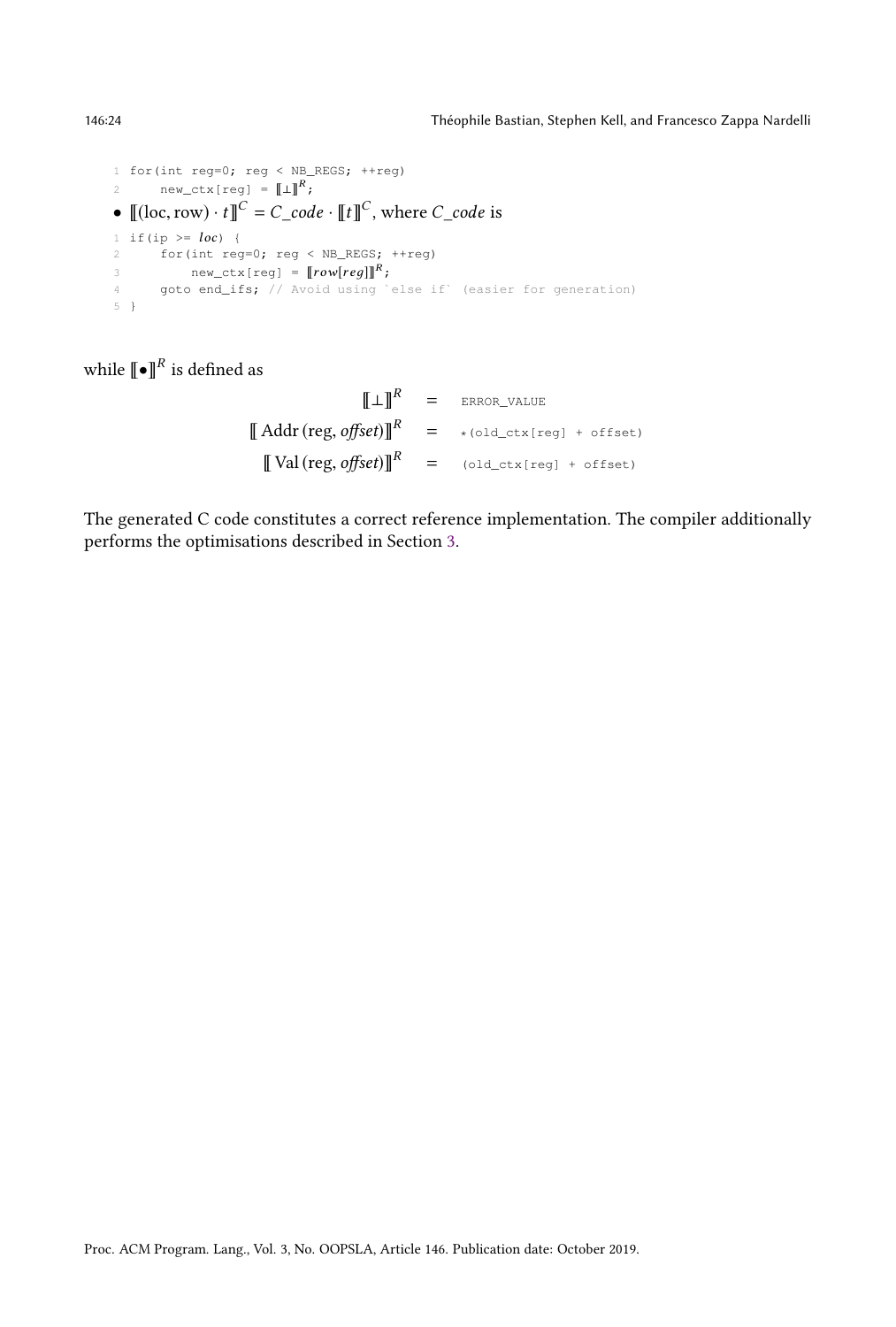```
1 for(int reg=0; reg < NB_REGS; ++reg)
2     new_ctx[reg] = ⟦⊥⟧^R;
```

- $[\![(\text{loc}, \text{row}) \cdot t]\!]^C = C\_code \cdot [\![t]\!]^C$, where $C\_code$ is

```
1 if(ip >= loc) {
2     for(int reg=0; reg < NB_REGS; ++reg)
3         new_ctx[reg] = ⟦row[reg]⟧^R;
4     goto end_ifs; // Avoid using `else if` (easier for generation)
5 }
```

while $[\![\bullet]\!]^R$ is defined as

$$
\begin{aligned}
[\![\bot]\!]^R &= \texttt{ERROR\_VALUE} \\
[\![\,\text{Addr}\,(\text{reg}, \mathit{offset})]\!]^R &= \texttt{*(old\_ctx[reg] + offset)} \\
[\![\,\text{Val}\,(\text{reg}, \mathit{offset})]\!]^R &= \texttt{(old\_ctx[reg] + offset)}
\end{aligned}
$$

The generated C code constitutes a correct reference implementation. The compiler additionally performs the optimisations described in Section 3.